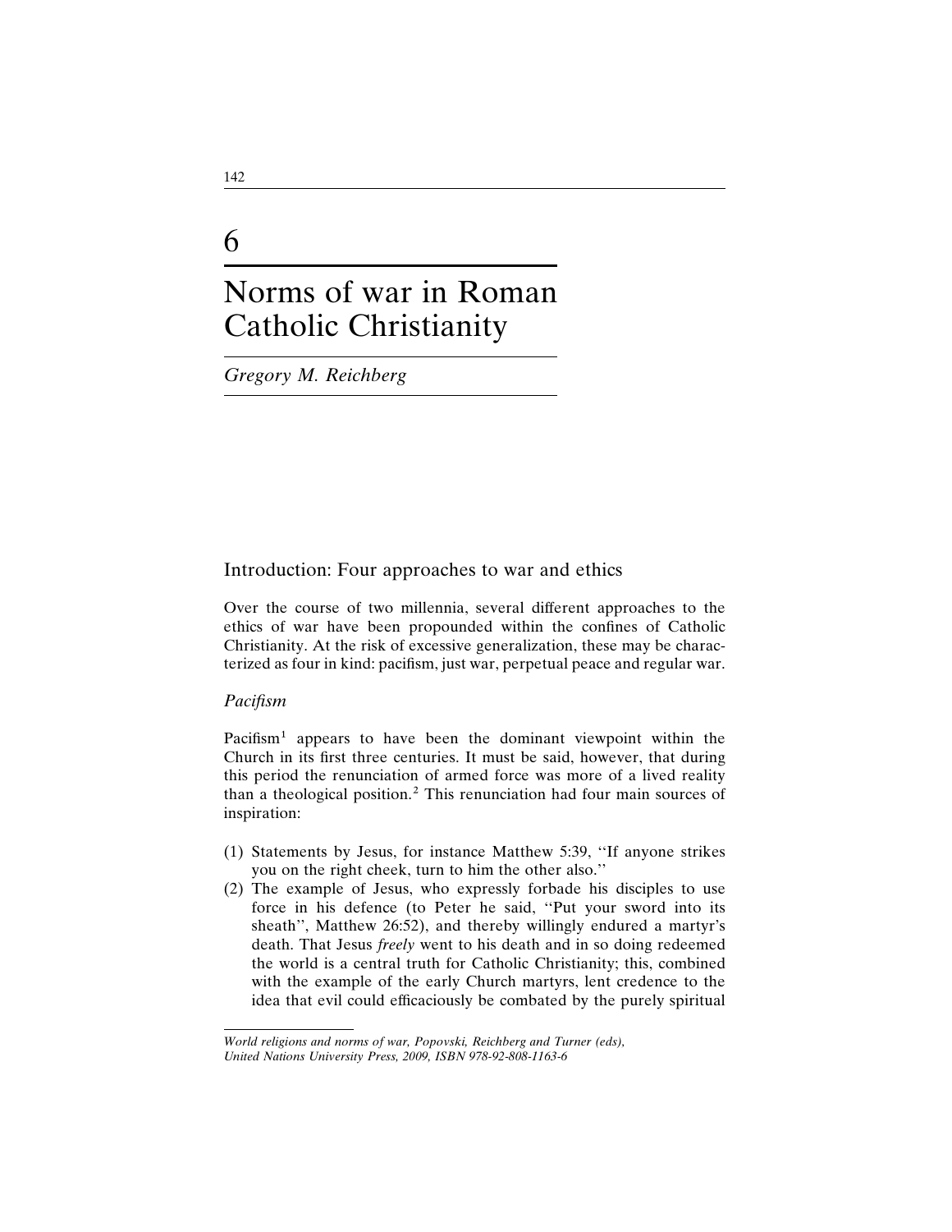# 6

# Norms of war in Roman Catholic Christianity

*Gregory M. Reichberg*

## Introduction: Four approaches to war and ethics

Over the course of two millennia, several different approaches to the ethics of war have been propounded within the confines of Catholic Christianity. At the risk of excessive generalization, these may be characterized as four in kind: pacifism, just war, perpetual peace and regular war.

### *Pacifism*

Pacifism[1] appears to have been the dominant viewpoint within the Church in its first three centuries. It must be said, however, that during this period the renunciation of armed force was more of a lived reality than a theological position.[2] This renunciation had four main sources of inspiration:

(1) Statements by Jesus, for instance Matthew 5:39, "If anyone strikes you on the right cheek, turn to him the other also."
(2) The example of Jesus, who expressly forbade his disciples to use force in his defence (to Peter he said, "Put your sword into its sheath", Matthew 26:52), and thereby willingly endured a martyr's death. That Jesus *freely* went to his death and in so doing redeemed the world is a central truth for Catholic Christianity; this, combined with the example of the early Church martyrs, lent credence to the idea that evil could efficaciously be combated by the purely spiritual

*World religions and norms of war, Popovski, Reichberg and Turner (eds), United Nations University Press, 2009, ISBN 978-92-808-1163-6*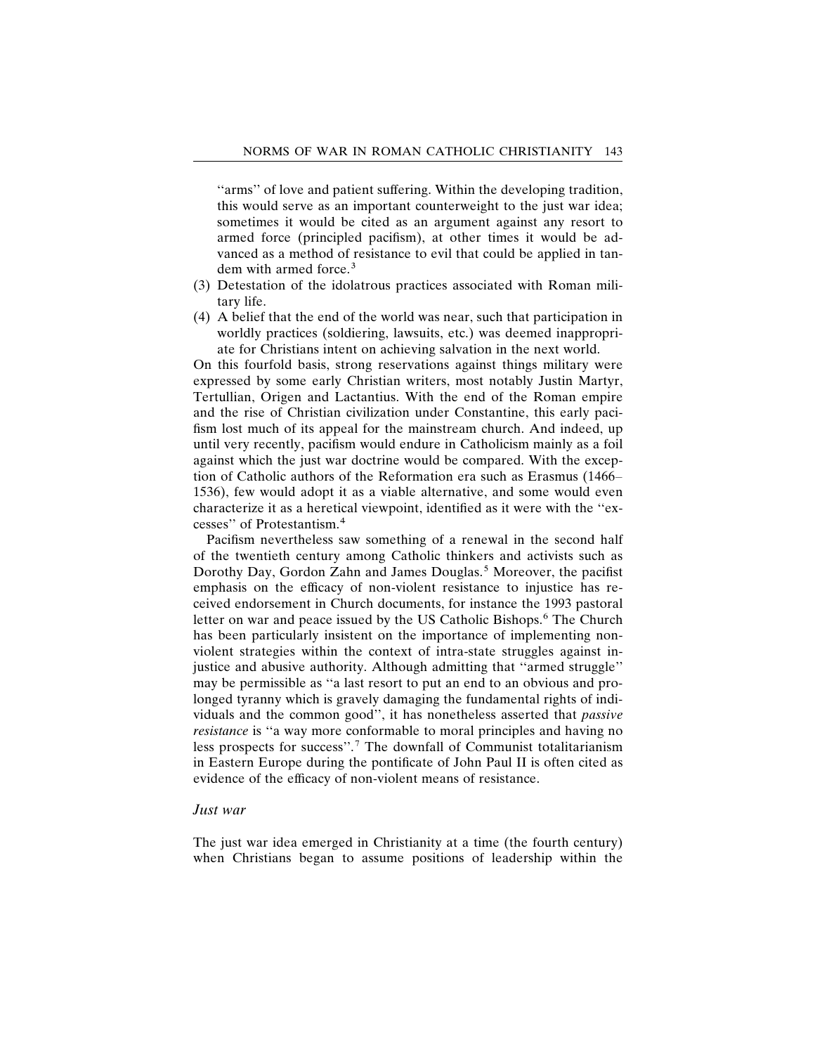"arms" of love and patient suffering. Within the developing tradition, this would serve as an important counterweight to the just war idea; sometimes it would be cited as an argument against any resort to armed force (principled pacifism), at other times it would be advanced as a method of resistance to evil that could be applied in tandem with armed force.[3]

(3) Detestation of the idolatrous practices associated with Roman military life.
(4) A belief that the end of the world was near, such that participation in worldly practices (soldiering, lawsuits, etc.) was deemed inappropriate for Christians intent on achieving salvation in the next world.

On this fourfold basis, strong reservations against things military were expressed by some early Christian writers, most notably Justin Martyr, Tertullian, Origen and Lactantius. With the end of the Roman empire and the rise of Christian civilization under Constantine, this early pacifism lost much of its appeal for the mainstream church. And indeed, up until very recently, pacifism would endure in Catholicism mainly as a foil against which the just war doctrine would be compared. With the exception of Catholic authors of the Reformation era such as Erasmus (1466–1536), few would adopt it as a viable alternative, and some would even characterize it as a heretical viewpoint, identified as it were with the "excesses" of Protestantism.[4]

Pacifism nevertheless saw something of a renewal in the second half of the twentieth century among Catholic thinkers and activists such as Dorothy Day, Gordon Zahn and James Douglas.[5] Moreover, the pacifist emphasis on the efficacy of non-violent resistance to injustice has received endorsement in Church documents, for instance the 1993 pastoral letter on war and peace issued by the US Catholic Bishops.[6] The Church has been particularly insistent on the importance of implementing non-violent strategies within the context of intra-state struggles against injustice and abusive authority. Although admitting that "armed struggle" may be permissible as "a last resort to put an end to an obvious and prolonged tyranny which is gravely damaging the fundamental rights of individuals and the common good", it has nonetheless asserted that *passive resistance* is "a way more conformable to moral principles and having no less prospects for success".[7] The downfall of Communist totalitarianism in Eastern Europe during the pontificate of John Paul II is often cited as evidence of the efficacy of non-violent means of resistance.

### *Just war*

The just war idea emerged in Christianity at a time (the fourth century) when Christians began to assume positions of leadership within the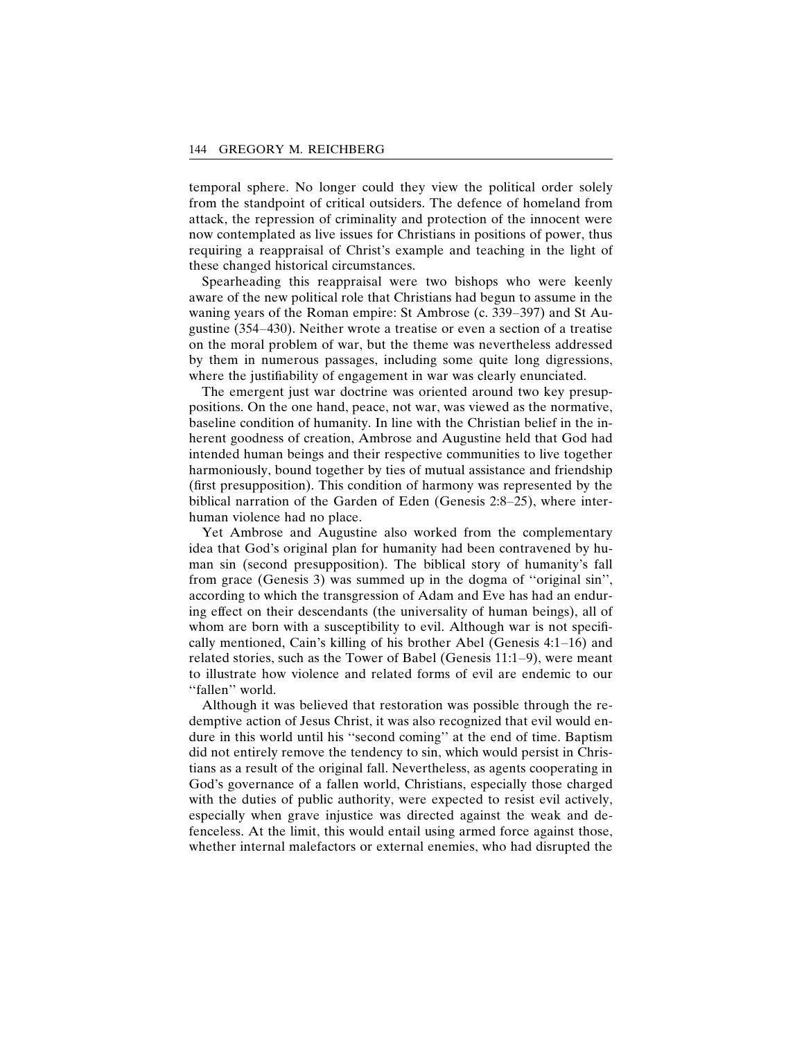temporal sphere. No longer could they view the political order solely from the standpoint of critical outsiders. The defence of homeland from attack, the repression of criminality and protection of the innocent were now contemplated as live issues for Christians in positions of power, thus requiring a reappraisal of Christ's example and teaching in the light of these changed historical circumstances.

Spearheading this reappraisal were two bishops who were keenly aware of the new political role that Christians had begun to assume in the waning years of the Roman empire: St Ambrose (c. 339–397) and St Augustine (354–430). Neither wrote a treatise or even a section of a treatise on the moral problem of war, but the theme was nevertheless addressed by them in numerous passages, including some quite long digressions, where the justifiability of engagement in war was clearly enunciated.

The emergent just war doctrine was oriented around two key presuppositions. On the one hand, peace, not war, was viewed as the normative, baseline condition of humanity. In line with the Christian belief in the inherent goodness of creation, Ambrose and Augustine held that God had intended human beings and their respective communities to live together harmoniously, bound together by ties of mutual assistance and friendship (first presupposition). This condition of harmony was represented by the biblical narration of the Garden of Eden (Genesis 2:8–25), where inter-human violence had no place.

Yet Ambrose and Augustine also worked from the complementary idea that God's original plan for humanity had been contravened by human sin (second presupposition). The biblical story of humanity's fall from grace (Genesis 3) was summed up in the dogma of "original sin", according to which the transgression of Adam and Eve has had an enduring effect on their descendants (the universality of human beings), all of whom are born with a susceptibility to evil. Although war is not specifically mentioned, Cain's killing of his brother Abel (Genesis 4:1–16) and related stories, such as the Tower of Babel (Genesis 11:1–9), were meant to illustrate how violence and related forms of evil are endemic to our "fallen" world.

Although it was believed that restoration was possible through the redemptive action of Jesus Christ, it was also recognized that evil would endure in this world until his "second coming" at the end of time. Baptism did not entirely remove the tendency to sin, which would persist in Christians as a result of the original fall. Nevertheless, as agents cooperating in God's governance of a fallen world, Christians, especially those charged with the duties of public authority, were expected to resist evil actively, especially when grave injustice was directed against the weak and defenceless. At the limit, this would entail using armed force against those, whether internal malefactors or external enemies, who had disrupted the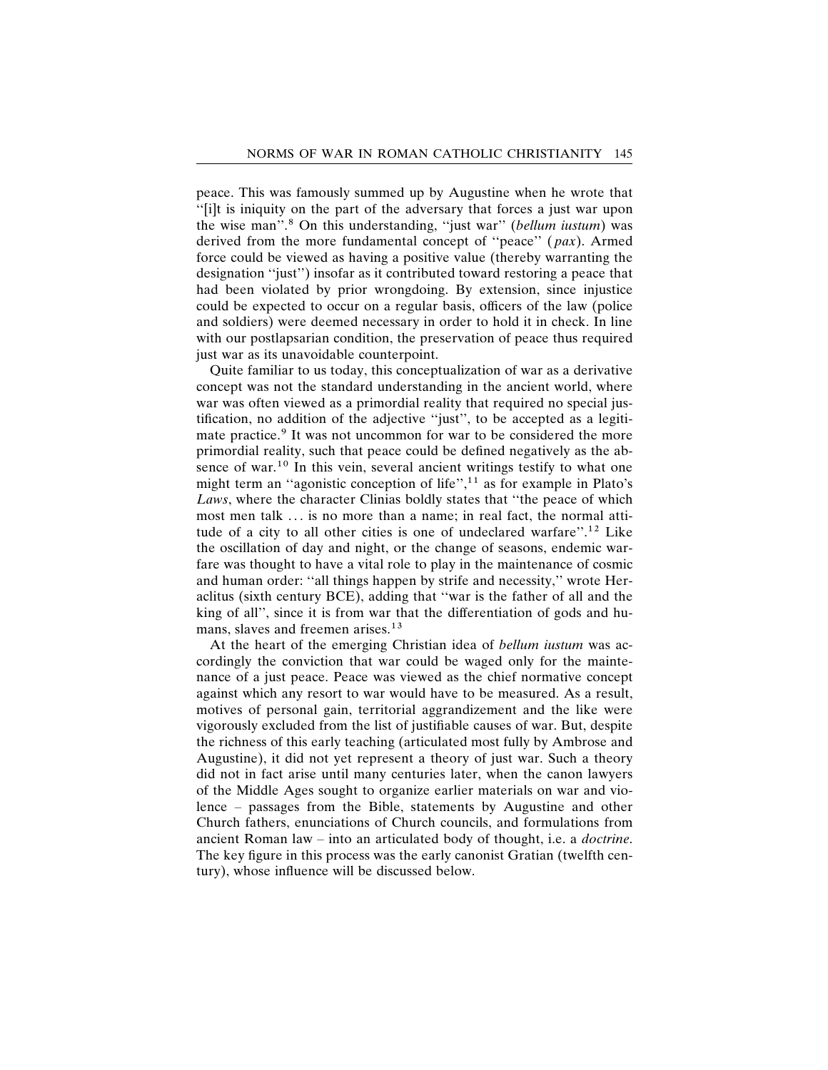peace. This was famously summed up by Augustine when he wrote that "[i]t is iniquity on the part of the adversary that forces a just war upon the wise man".[8] On this understanding, "just war" (*bellum iustum*) was derived from the more fundamental concept of "peace" (*pax*). Armed force could be viewed as having a positive value (thereby warranting the designation "just") insofar as it contributed toward restoring a peace that had been violated by prior wrongdoing. By extension, since injustice could be expected to occur on a regular basis, officers of the law (police and soldiers) were deemed necessary in order to hold it in check. In line with our postlapsarian condition, the preservation of peace thus required just war as its unavoidable counterpoint.

Quite familiar to us today, this conceptualization of war as a derivative concept was not the standard understanding in the ancient world, where war was often viewed as a primordial reality that required no special justification, no addition of the adjective "just", to be accepted as a legitimate practice.[9] It was not uncommon for war to be considered the more primordial reality, such that peace could be defined negatively as the absence of war.[10] In this vein, several ancient writings testify to what one might term an "agonistic conception of life",[11] as for example in Plato's *Laws*, where the character Clinias boldly states that "the peace of which most men talk ... is no more than a name; in real fact, the normal attitude of a city to all other cities is one of undeclared warfare".[12] Like the oscillation of day and night, or the change of seasons, endemic warfare was thought to have a vital role to play in the maintenance of cosmic and human order: "all things happen by strife and necessity," wrote Heraclitus (sixth century BCE), adding that "war is the father of all and the king of all", since it is from war that the differentiation of gods and humans, slaves and freemen arises.[13]

At the heart of the emerging Christian idea of *bellum iustum* was accordingly the conviction that war could be waged only for the maintenance of a just peace. Peace was viewed as the chief normative concept against which any resort to war would have to be measured. As a result, motives of personal gain, territorial aggrandizement and the like were vigorously excluded from the list of justifiable causes of war. But, despite the richness of this early teaching (articulated most fully by Ambrose and Augustine), it did not yet represent a theory of just war. Such a theory did not in fact arise until many centuries later, when the canon lawyers of the Middle Ages sought to organize earlier materials on war and violence – passages from the Bible, statements by Augustine and other Church fathers, enunciations of Church councils, and formulations from ancient Roman law – into an articulated body of thought, i.e. a *doctrine*. The key figure in this process was the early canonist Gratian (twelfth century), whose influence will be discussed below.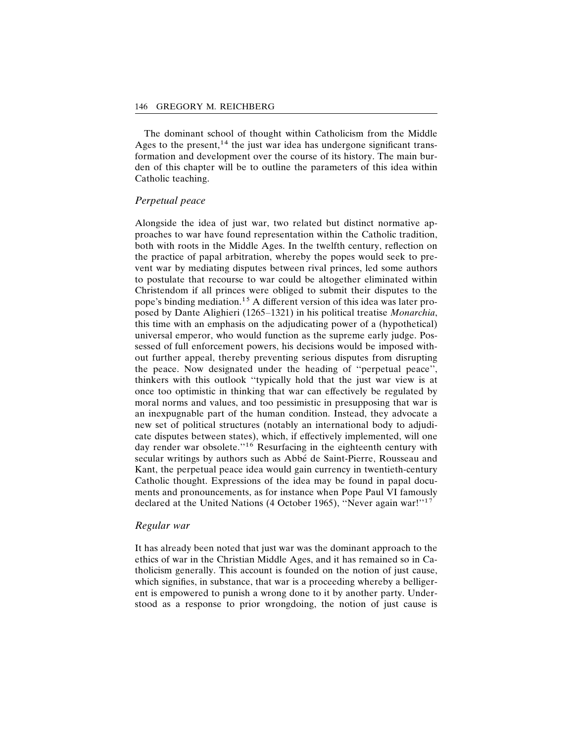The dominant school of thought within Catholicism from the Middle Ages to the present,[14] the just war idea has undergone significant transformation and development over the course of its history. The main burden of this chapter will be to outline the parameters of this idea within Catholic teaching.

### *Perpetual peace*

Alongside the idea of just war, two related but distinct normative approaches to war have found representation within the Catholic tradition, both with roots in the Middle Ages. In the twelfth century, reflection on the practice of papal arbitration, whereby the popes would seek to prevent war by mediating disputes between rival princes, led some authors to postulate that recourse to war could be altogether eliminated within Christendom if all princes were obliged to submit their disputes to the pope's binding mediation.[15] A different version of this idea was later proposed by Dante Alighieri (1265–1321) in his political treatise *Monarchia*, this time with an emphasis on the adjudicating power of a (hypothetical) universal emperor, who would function as the supreme early judge. Possessed of full enforcement powers, his decisions would be imposed without further appeal, thereby preventing serious disputes from disrupting the peace. Now designated under the heading of "perpetual peace", thinkers with this outlook "typically hold that the just war view is at once too optimistic in thinking that war can effectively be regulated by moral norms and values, and too pessimistic in presupposing that war is an inexpugnable part of the human condition. Instead, they advocate a new set of political structures (notably an international body to adjudicate disputes between states), which, if effectively implemented, will one day render war obsolete."[16] Resurfacing in the eighteenth century with secular writings by authors such as Abbé de Saint-Pierre, Rousseau and Kant, the perpetual peace idea would gain currency in twentieth-century Catholic thought. Expressions of the idea may be found in papal documents and pronouncements, as for instance when Pope Paul VI famously declared at the United Nations (4 October 1965), "Never again war!"[17]

### *Regular war*

It has already been noted that just war was the dominant approach to the ethics of war in the Christian Middle Ages, and it has remained so in Catholicism generally. This account is founded on the notion of just cause, which signifies, in substance, that war is a proceeding whereby a belligerent is empowered to punish a wrong done to it by another party. Understood as a response to prior wrongdoing, the notion of just cause is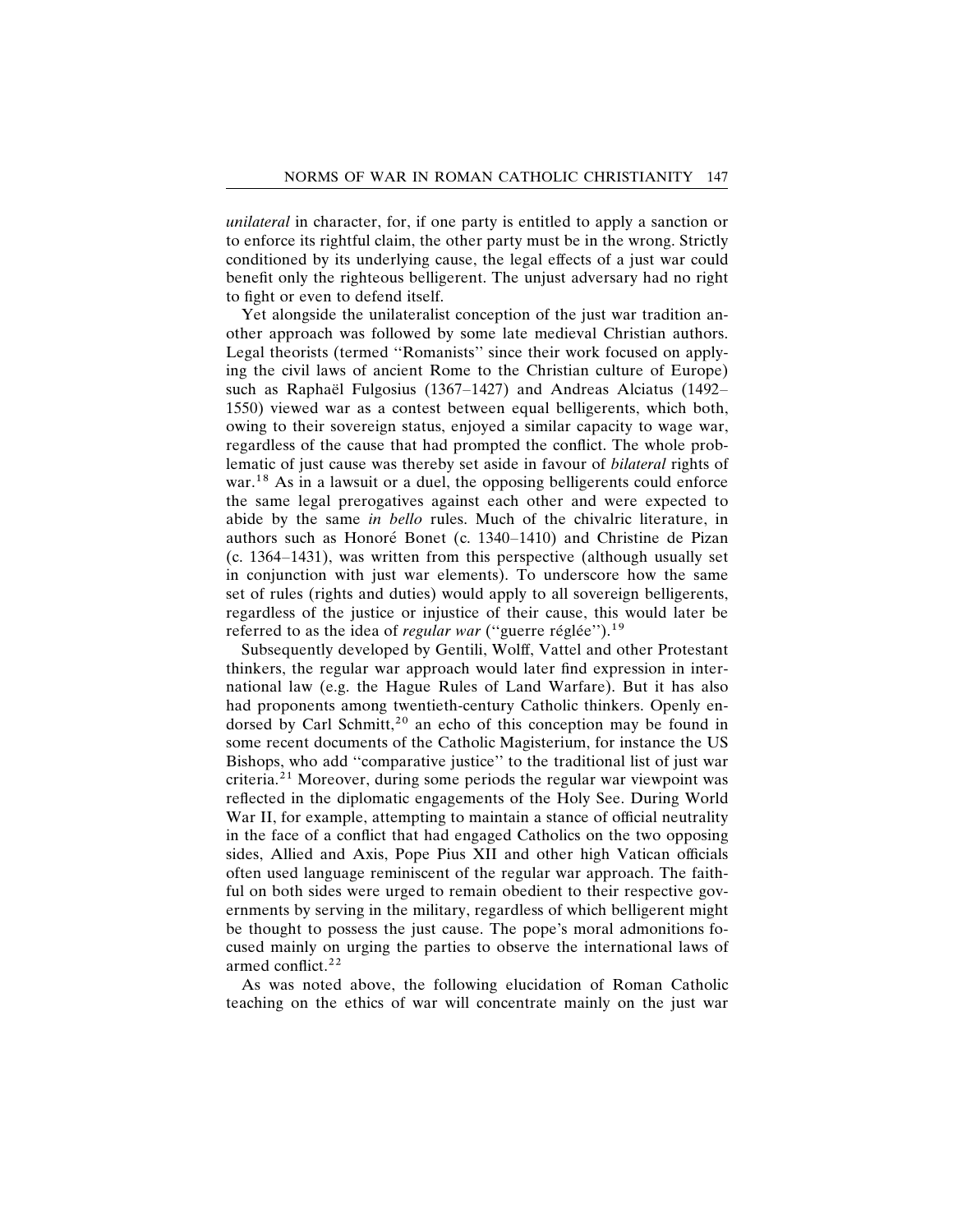*unilateral* in character, for, if one party is entitled to apply a sanction or to enforce its rightful claim, the other party must be in the wrong. Strictly conditioned by its underlying cause, the legal effects of a just war could benefit only the righteous belligerent. The unjust adversary had no right to fight or even to defend itself.

Yet alongside the unilateralist conception of the just war tradition another approach was followed by some late medieval Christian authors. Legal theorists (termed ''Romanists'' since their work focused on applying the civil laws of ancient Rome to the Christian culture of Europe) such as Raphaël Fulgosius (1367–1427) and Andreas Alciatus (1492–1550) viewed war as a contest between equal belligerents, which both, owing to their sovereign status, enjoyed a similar capacity to wage war, regardless of the cause that had prompted the conflict. The whole problematic of just cause was thereby set aside in favour of *bilateral* rights of war.[18] As in a lawsuit or a duel, the opposing belligerents could enforce the same legal prerogatives against each other and were expected to abide by the same *in bello* rules. Much of the chivalric literature, in authors such as Honoré Bonet (c. 1340–1410) and Christine de Pizan (c. 1364–1431), was written from this perspective (although usually set in conjunction with just war elements). To underscore how the same set of rules (rights and duties) would apply to all sovereign belligerents, regardless of the justice or injustice of their cause, this would later be referred to as the idea of *regular war* (''guerre réglée'').[19]

Subsequently developed by Gentili, Wolff, Vattel and other Protestant thinkers, the regular war approach would later find expression in international law (e.g. the Hague Rules of Land Warfare). But it has also had proponents among twentieth-century Catholic thinkers. Openly endorsed by Carl Schmitt,[20] an echo of this conception may be found in some recent documents of the Catholic Magisterium, for instance the US Bishops, who add ''comparative justice'' to the traditional list of just war criteria.[21] Moreover, during some periods the regular war viewpoint was reflected in the diplomatic engagements of the Holy See. During World War II, for example, attempting to maintain a stance of official neutrality in the face of a conflict that had engaged Catholics on the two opposing sides, Allied and Axis, Pope Pius XII and other high Vatican officials often used language reminiscent of the regular war approach. The faithful on both sides were urged to remain obedient to their respective governments by serving in the military, regardless of which belligerent might be thought to possess the just cause. The pope's moral admonitions focused mainly on urging the parties to observe the international laws of armed conflict.[22]

As was noted above, the following elucidation of Roman Catholic teaching on the ethics of war will concentrate mainly on the just war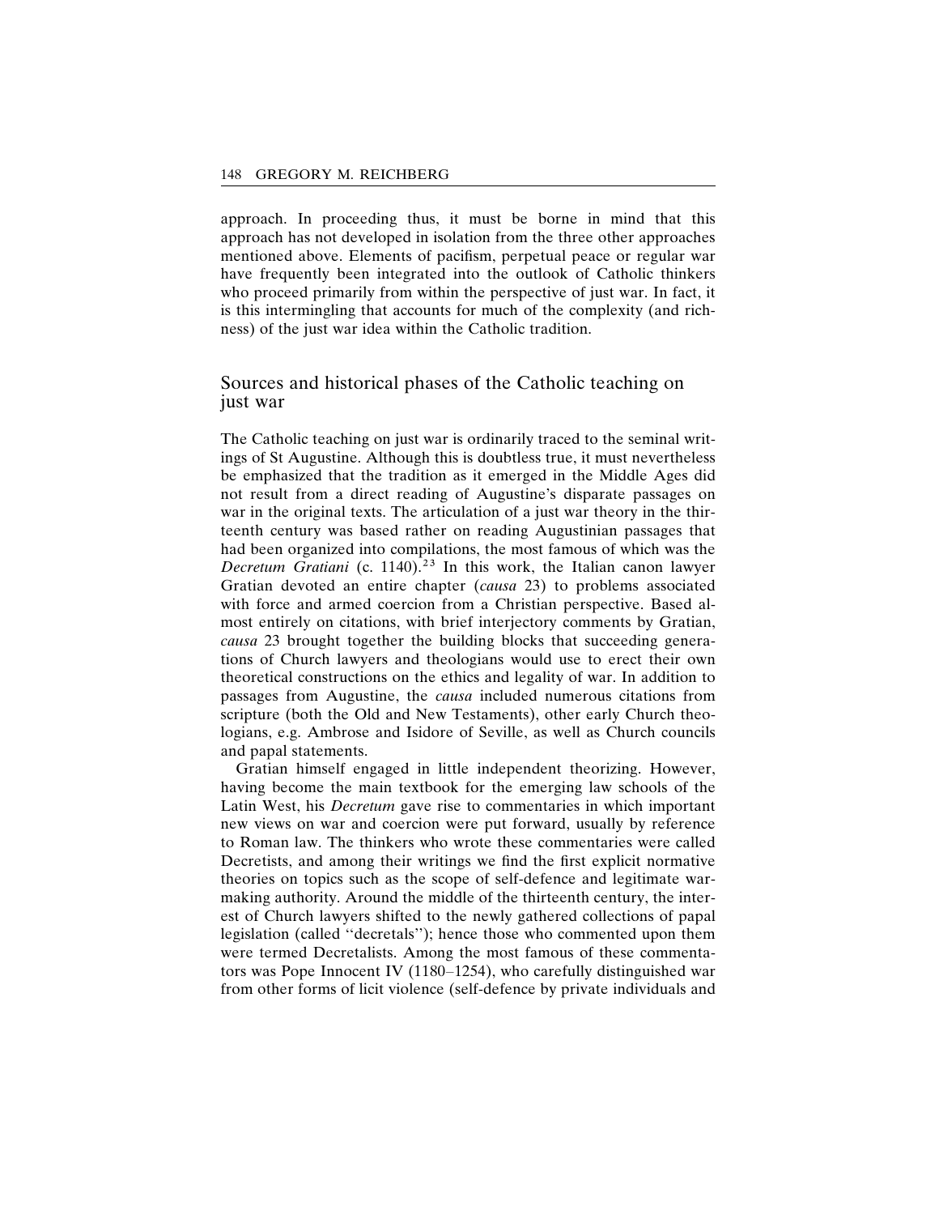approach. In proceeding thus, it must be borne in mind that this approach has not developed in isolation from the three other approaches mentioned above. Elements of pacifism, perpetual peace or regular war have frequently been integrated into the outlook of Catholic thinkers who proceed primarily from within the perspective of just war. In fact, it is this intermingling that accounts for much of the complexity (and richness) of the just war idea within the Catholic tradition.

## Sources and historical phases of the Catholic teaching on just war

The Catholic teaching on just war is ordinarily traced to the seminal writings of St Augustine. Although this is doubtless true, it must nevertheless be emphasized that the tradition as it emerged in the Middle Ages did not result from a direct reading of Augustine's disparate passages on war in the original texts. The articulation of a just war theory in the thirteenth century was based rather on reading Augustinian passages that had been organized into compilations, the most famous of which was the *Decretum Gratiani* (c. 1140).[23] In this work, the Italian canon lawyer Gratian devoted an entire chapter (*causa* 23) to problems associated with force and armed coercion from a Christian perspective. Based almost entirely on citations, with brief interjectory comments by Gratian, *causa* 23 brought together the building blocks that succeeding generations of Church lawyers and theologians would use to erect their own theoretical constructions on the ethics and legality of war. In addition to passages from Augustine, the *causa* included numerous citations from scripture (both the Old and New Testaments), other early Church theologians, e.g. Ambrose and Isidore of Seville, as well as Church councils and papal statements.

Gratian himself engaged in little independent theorizing. However, having become the main textbook for the emerging law schools of the Latin West, his *Decretum* gave rise to commentaries in which important new views on war and coercion were put forward, usually by reference to Roman law. The thinkers who wrote these commentaries were called Decretists, and among their writings we find the first explicit normative theories on topics such as the scope of self-defence and legitimate war-making authority. Around the middle of the thirteenth century, the interest of Church lawyers shifted to the newly gathered collections of papal legislation (called ''decretals''); hence those who commented upon them were termed Decretalists. Among the most famous of these commentators was Pope Innocent IV (1180–1254), who carefully distinguished war from other forms of licit violence (self-defence by private individuals and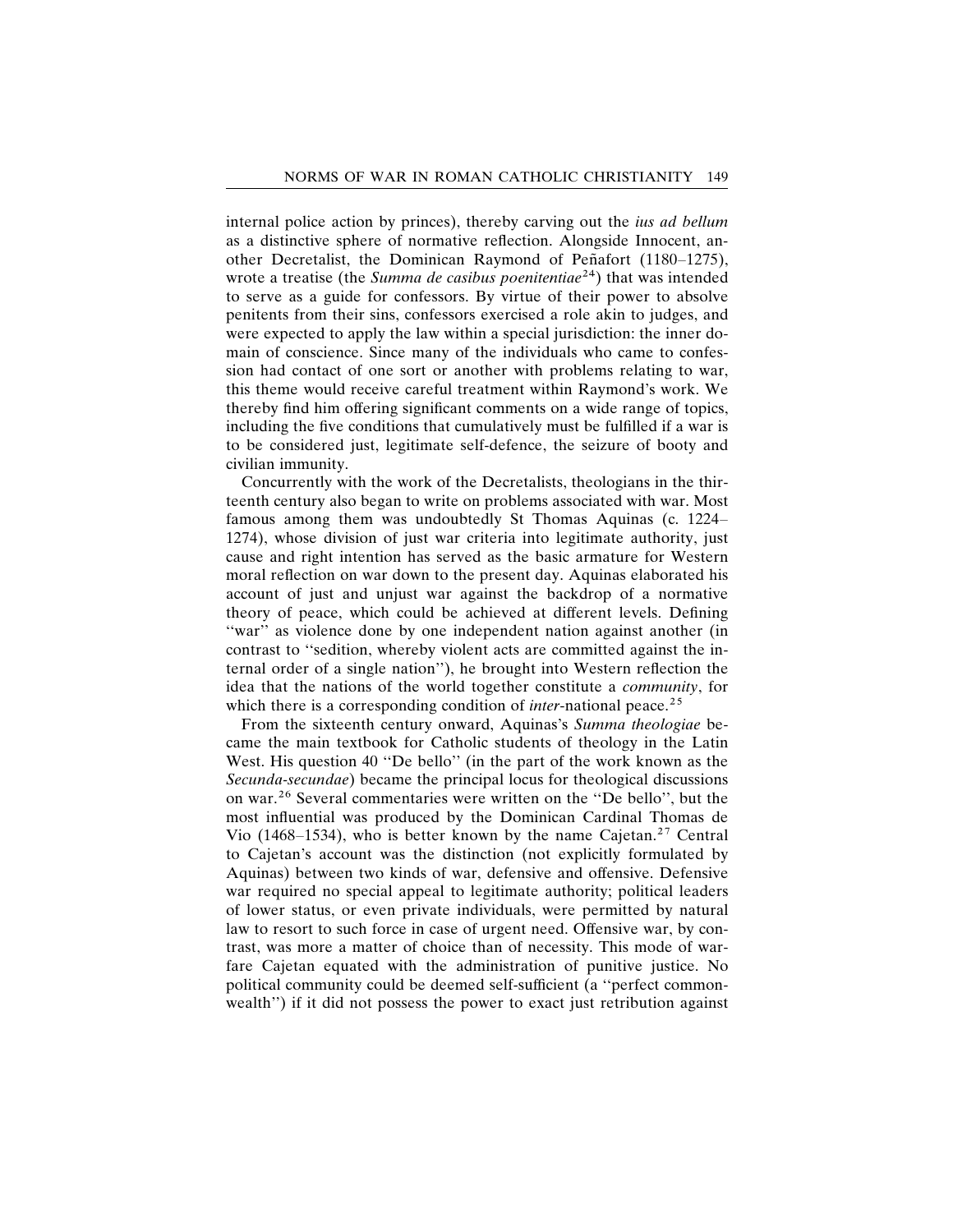internal police action by princes), thereby carving out the *ius ad bellum* as a distinctive sphere of normative reflection. Alongside Innocent, another Decretalist, the Dominican Raymond of Peñafort (1180–1275), wrote a treatise (the *Summa de casibus poenitentiae*[24]) that was intended to serve as a guide for confessors. By virtue of their power to absolve penitents from their sins, confessors exercised a role akin to judges, and were expected to apply the law within a special jurisdiction: the inner domain of conscience. Since many of the individuals who came to confession had contact of one sort or another with problems relating to war, this theme would receive careful treatment within Raymond's work. We thereby find him offering significant comments on a wide range of topics, including the five conditions that cumulatively must be fulfilled if a war is to be considered just, legitimate self-defence, the seizure of booty and civilian immunity.

Concurrently with the work of the Decretalists, theologians in the thirteenth century also began to write on problems associated with war. Most famous among them was undoubtedly St Thomas Aquinas (c. 1224–1274), whose division of just war criteria into legitimate authority, just cause and right intention has served as the basic armature for Western moral reflection on war down to the present day. Aquinas elaborated his account of just and unjust war against the backdrop of a normative theory of peace, which could be achieved at different levels. Defining "war" as violence done by one independent nation against another (in contrast to "sedition, whereby violent acts are committed against the internal order of a single nation"), he brought into Western reflection the idea that the nations of the world together constitute a *community*, for which there is a corresponding condition of *inter*-national peace.[25]

From the sixteenth century onward, Aquinas's *Summa theologiae* became the main textbook for Catholic students of theology in the Latin West. His question 40 "De bello" (in the part of the work known as the *Secunda-secundae*) became the principal locus for theological discussions on war.[26] Several commentaries were written on the "De bello", but the most influential was produced by the Dominican Cardinal Thomas de Vio (1468–1534), who is better known by the name Cajetan.[27] Central to Cajetan's account was the distinction (not explicitly formulated by Aquinas) between two kinds of war, defensive and offensive. Defensive war required no special appeal to legitimate authority; political leaders of lower status, or even private individuals, were permitted by natural law to resort to such force in case of urgent need. Offensive war, by contrast, was more a matter of choice than of necessity. This mode of warfare Cajetan equated with the administration of punitive justice. No political community could be deemed self-sufficient (a "perfect commonwealth") if it did not possess the power to exact just retribution against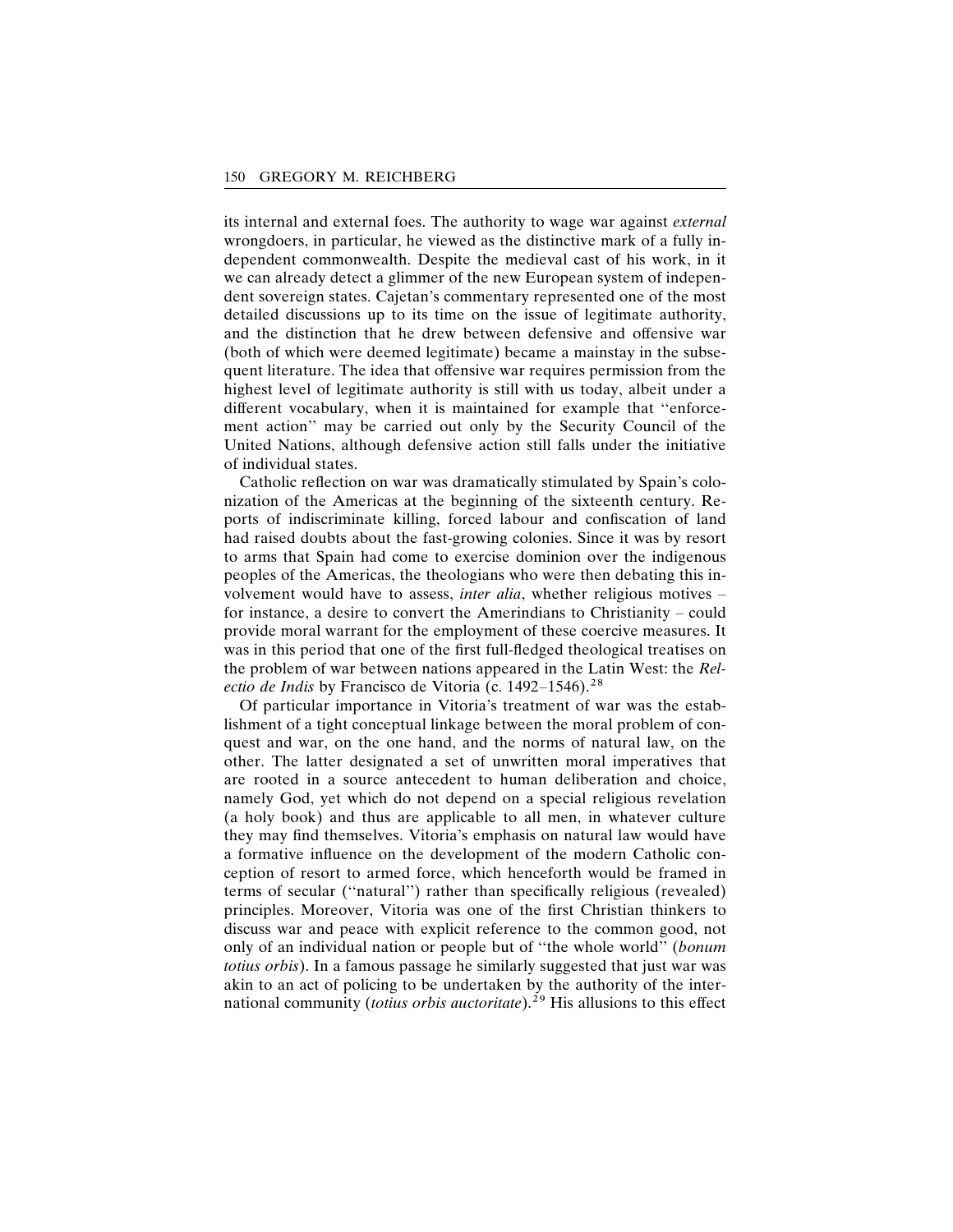its internal and external foes. The authority to wage war against *external* wrongdoers, in particular, he viewed as the distinctive mark of a fully independent commonwealth. Despite the medieval cast of his work, in it we can already detect a glimmer of the new European system of independent sovereign states. Cajetan's commentary represented one of the most detailed discussions up to its time on the issue of legitimate authority, and the distinction that he drew between defensive and offensive war (both of which were deemed legitimate) became a mainstay in the subsequent literature. The idea that offensive war requires permission from the highest level of legitimate authority is still with us today, albeit under a different vocabulary, when it is maintained for example that "enforcement action" may be carried out only by the Security Council of the United Nations, although defensive action still falls under the initiative of individual states.

Catholic reflection on war was dramatically stimulated by Spain's colonization of the Americas at the beginning of the sixteenth century. Reports of indiscriminate killing, forced labour and confiscation of land had raised doubts about the fast-growing colonies. Since it was by resort to arms that Spain had come to exercise dominion over the indigenous peoples of the Americas, the theologians who were then debating this involvement would have to assess, *inter alia*, whether religious motives – for instance, a desire to convert the Amerindians to Christianity – could provide moral warrant for the employment of these coercive measures. It was in this period that one of the first full-fledged theological treatises on the problem of war between nations appeared in the Latin West: the *Relectio de Indis* by Francisco de Vitoria (c. 1492–1546).[28]

Of particular importance in Vitoria's treatment of war was the establishment of a tight conceptual linkage between the moral problem of conquest and war, on the one hand, and the norms of natural law, on the other. The latter designated a set of unwritten moral imperatives that are rooted in a source antecedent to human deliberation and choice, namely God, yet which do not depend on a special religious revelation (a holy book) and thus are applicable to all men, in whatever culture they may find themselves. Vitoria's emphasis on natural law would have a formative influence on the development of the modern Catholic conception of resort to armed force, which henceforth would be framed in terms of secular ("natural") rather than specifically religious (revealed) principles. Moreover, Vitoria was one of the first Christian thinkers to discuss war and peace with explicit reference to the common good, not only of an individual nation or people but of "the whole world" (*bonum totius orbis*). In a famous passage he similarly suggested that just war was akin to an act of policing to be undertaken by the authority of the international community (*totius orbis auctoritate*).[29] His allusions to this effect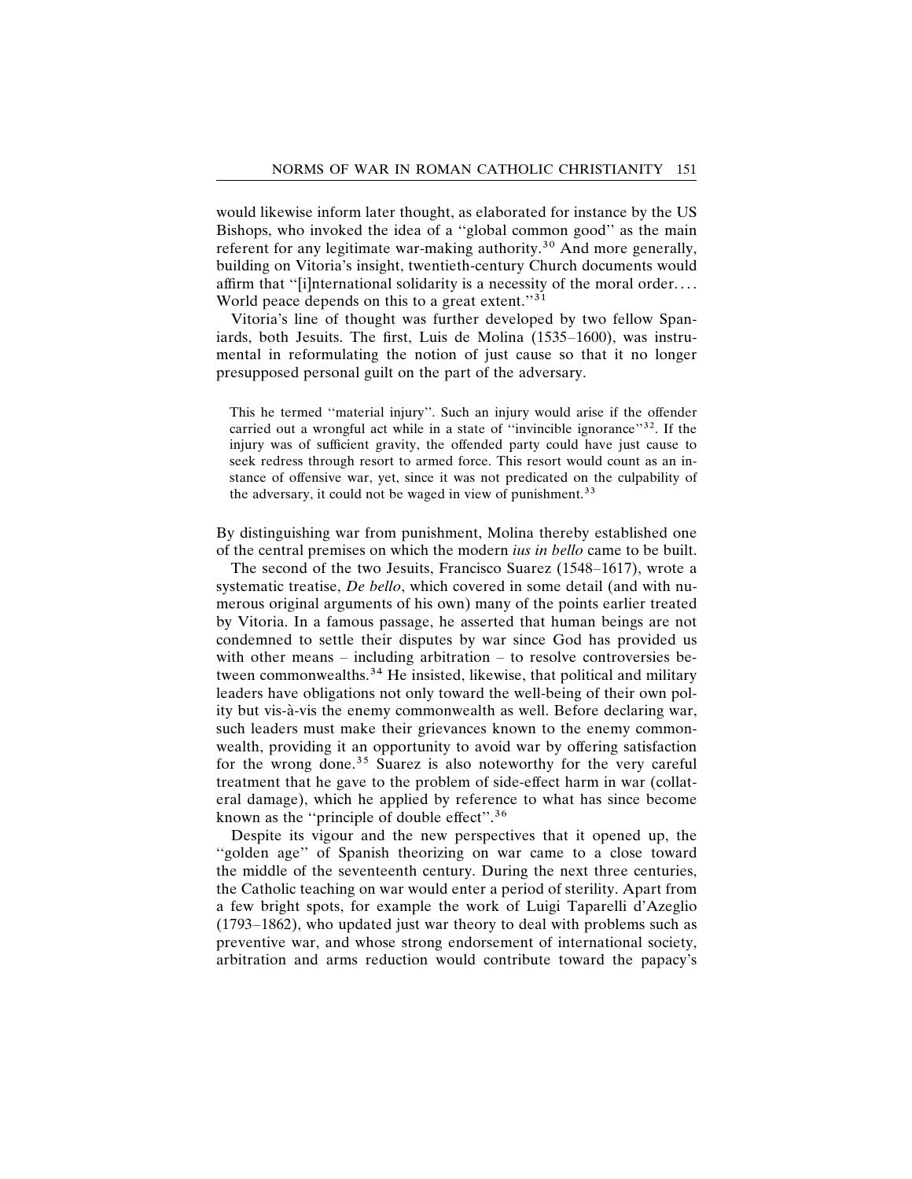would likewise inform later thought, as elaborated for instance by the US Bishops, who invoked the idea of a ''global common good'' as the main referent for any legitimate war-making authority.[30] And more generally, building on Vitoria's insight, twentieth-century Church documents would affirm that ''[i]nternational solidarity is a necessity of the moral order.... World peace depends on this to a great extent.''[31]

Vitoria's line of thought was further developed by two fellow Spaniards, both Jesuits. The first, Luis de Molina (1535–1600), was instrumental in reformulating the notion of just cause so that it no longer presupposed personal guilt on the part of the adversary.

> This he termed ''material injury''. Such an injury would arise if the offender carried out a wrongful act while in a state of ''invincible ignorance''[32]. If the injury was of sufficient gravity, the offended party could have just cause to seek redress through resort to armed force. This resort would count as an instance of offensive war, yet, since it was not predicated on the culpability of the adversary, it could not be waged in view of punishment.[33]

By distinguishing war from punishment, Molina thereby established one of the central premises on which the modern *ius in bello* came to be built.

The second of the two Jesuits, Francisco Suarez (1548–1617), wrote a systematic treatise, *De bello*, which covered in some detail (and with numerous original arguments of his own) many of the points earlier treated by Vitoria. In a famous passage, he asserted that human beings are not condemned to settle their disputes by war since God has provided us with other means – including arbitration – to resolve controversies between commonwealths.[34] He insisted, likewise, that political and military leaders have obligations not only toward the well-being of their own polity but vis-à-vis the enemy commonwealth as well. Before declaring war, such leaders must make their grievances known to the enemy commonwealth, providing it an opportunity to avoid war by offering satisfaction for the wrong done.[35] Suarez is also noteworthy for the very careful treatment that he gave to the problem of side-effect harm in war (collateral damage), which he applied by reference to what has since become known as the ''principle of double effect''.[36]

Despite its vigour and the new perspectives that it opened up, the ''golden age'' of Spanish theorizing on war came to a close toward the middle of the seventeenth century. During the next three centuries, the Catholic teaching on war would enter a period of sterility. Apart from a few bright spots, for example the work of Luigi Taparelli d'Azeglio (1793–1862), who updated just war theory to deal with problems such as preventive war, and whose strong endorsement of international society, arbitration and arms reduction would contribute toward the papacy's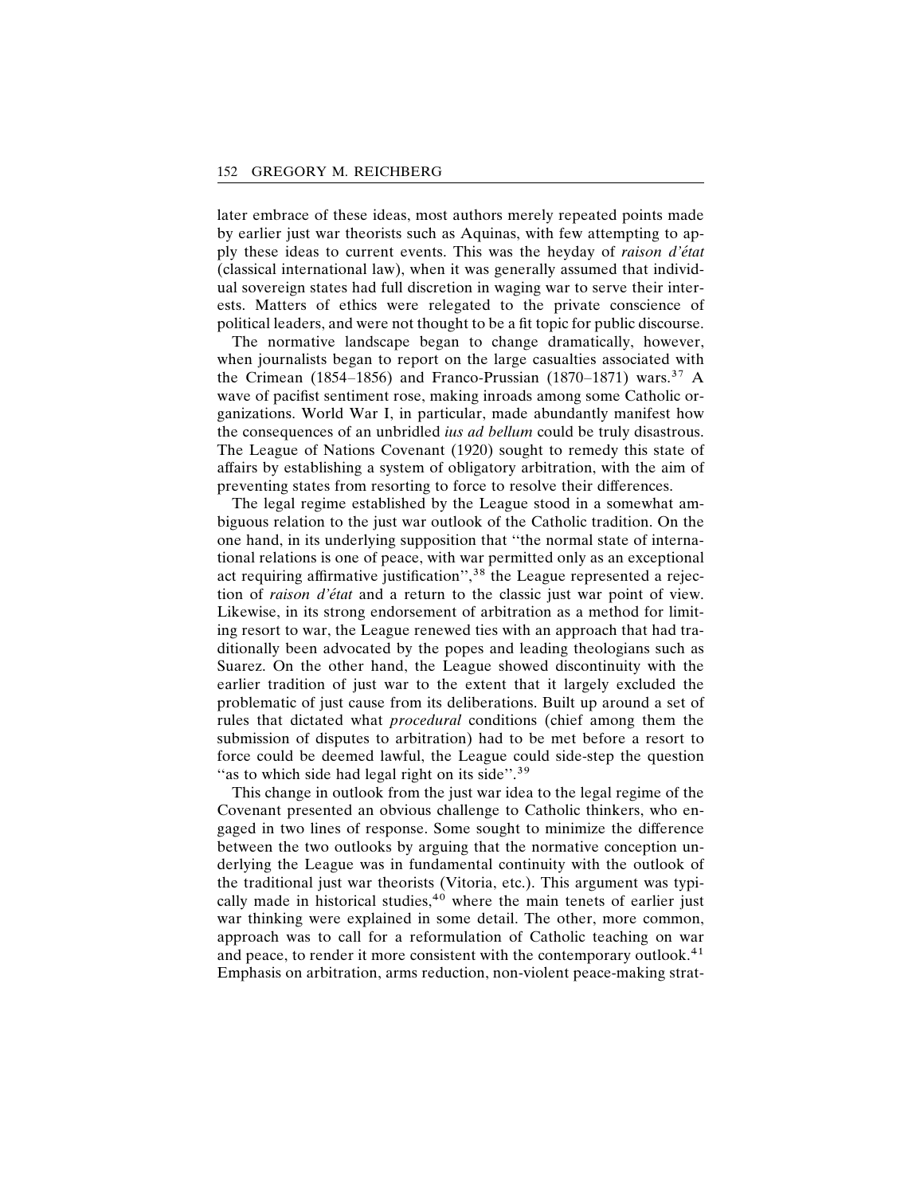later embrace of these ideas, most authors merely repeated points made by earlier just war theorists such as Aquinas, with few attempting to apply these ideas to current events. This was the heyday of *raison d'état* (classical international law), when it was generally assumed that individual sovereign states had full discretion in waging war to serve their interests. Matters of ethics were relegated to the private conscience of political leaders, and were not thought to be a fit topic for public discourse.

The normative landscape began to change dramatically, however, when journalists began to report on the large casualties associated with the Crimean (1854–1856) and Franco-Prussian (1870–1871) wars.[37] A wave of pacifist sentiment rose, making inroads among some Catholic organizations. World War I, in particular, made abundantly manifest how the consequences of an unbridled *ius ad bellum* could be truly disastrous. The League of Nations Covenant (1920) sought to remedy this state of affairs by establishing a system of obligatory arbitration, with the aim of preventing states from resorting to force to resolve their differences.

The legal regime established by the League stood in a somewhat ambiguous relation to the just war outlook of the Catholic tradition. On the one hand, in its underlying supposition that "the normal state of international relations is one of peace, with war permitted only as an exceptional act requiring affirmative justification",[38] the League represented a rejection of *raison d'état* and a return to the classic just war point of view. Likewise, in its strong endorsement of arbitration as a method for limiting resort to war, the League renewed ties with an approach that had traditionally been advocated by the popes and leading theologians such as Suarez. On the other hand, the League showed discontinuity with the earlier tradition of just war to the extent that it largely excluded the problematic of just cause from its deliberations. Built up around a set of rules that dictated what *procedural* conditions (chief among them the submission of disputes to arbitration) had to be met before a resort to force could be deemed lawful, the League could side-step the question "as to which side had legal right on its side".[39]

This change in outlook from the just war idea to the legal regime of the Covenant presented an obvious challenge to Catholic thinkers, who engaged in two lines of response. Some sought to minimize the difference between the two outlooks by arguing that the normative conception underlying the League was in fundamental continuity with the outlook of the traditional just war theorists (Vitoria, etc.). This argument was typically made in historical studies,[40] where the main tenets of earlier just war thinking were explained in some detail. The other, more common, approach was to call for a reformulation of Catholic teaching on war and peace, to render it more consistent with the contemporary outlook.[41] Emphasis on arbitration, arms reduction, non-violent peace-making strat-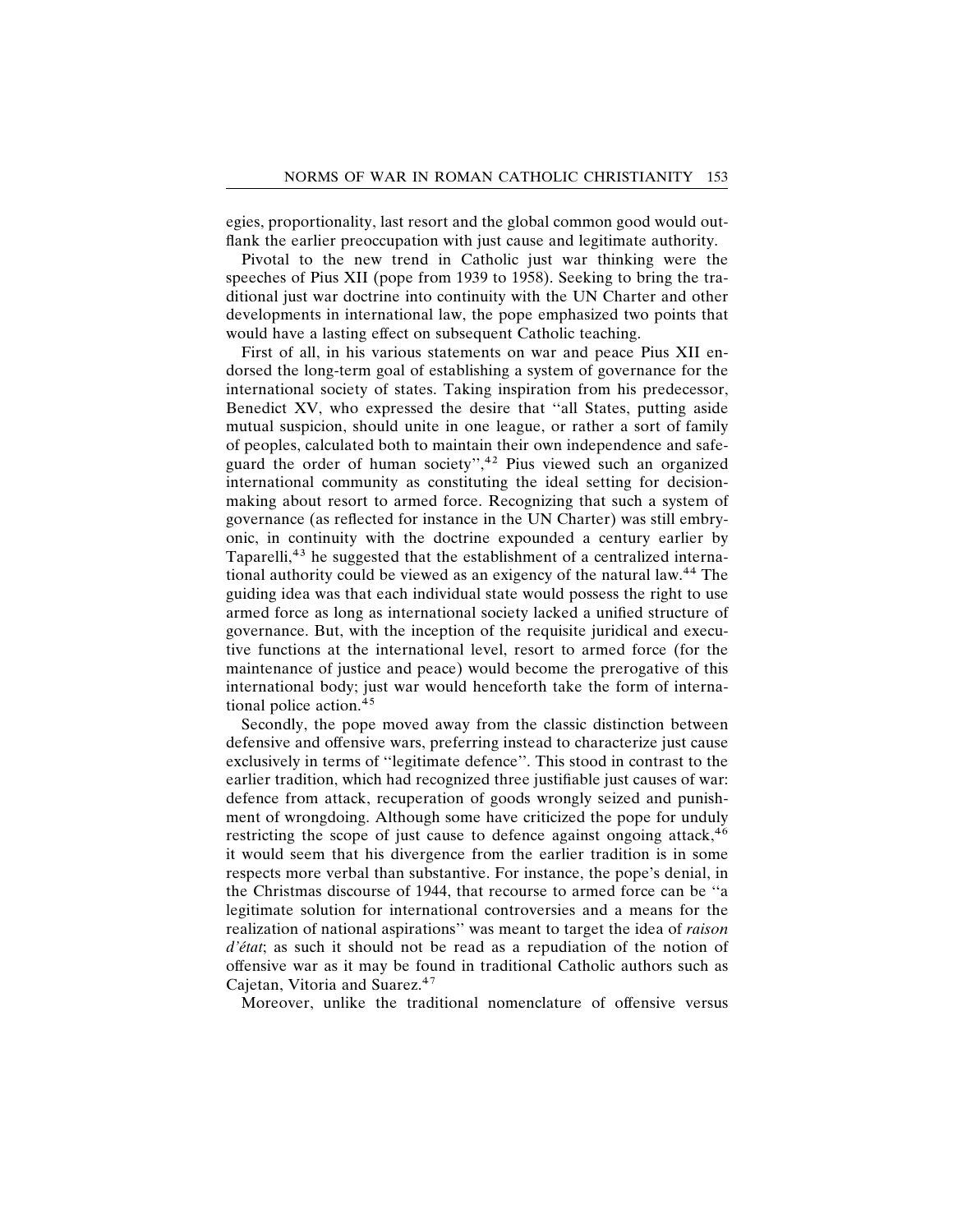egies, proportionality, last resort and the global common good would outflank the earlier preoccupation with just cause and legitimate authority.

Pivotal to the new trend in Catholic just war thinking were the speeches of Pius XII (pope from 1939 to 1958). Seeking to bring the traditional just war doctrine into continuity with the UN Charter and other developments in international law, the pope emphasized two points that would have a lasting effect on subsequent Catholic teaching.

First of all, in his various statements on war and peace Pius XII endorsed the long-term goal of establishing a system of governance for the international society of states. Taking inspiration from his predecessor, Benedict XV, who expressed the desire that "all States, putting aside mutual suspicion, should unite in one league, or rather a sort of family of peoples, calculated both to maintain their own independence and safeguard the order of human society",[42] Pius viewed such an organized international community as constituting the ideal setting for decision-making about resort to armed force. Recognizing that such a system of governance (as reflected for instance in the UN Charter) was still embryonic, in continuity with the doctrine expounded a century earlier by Taparelli,[43] he suggested that the establishment of a centralized international authority could be viewed as an exigency of the natural law.[44] The guiding idea was that each individual state would possess the right to use armed force as long as international society lacked a unified structure of governance. But, with the inception of the requisite juridical and executive functions at the international level, resort to armed force (for the maintenance of justice and peace) would become the prerogative of this international body; just war would henceforth take the form of international police action.[45]

Secondly, the pope moved away from the classic distinction between defensive and offensive wars, preferring instead to characterize just cause exclusively in terms of "legitimate defence". This stood in contrast to the earlier tradition, which had recognized three justifiable just causes of war: defence from attack, recuperation of goods wrongly seized and punishment of wrongdoing. Although some have criticized the pope for unduly restricting the scope of just cause to defence against ongoing attack,[46] it would seem that his divergence from the earlier tradition is in some respects more verbal than substantive. For instance, the pope's denial, in the Christmas discourse of 1944, that recourse to armed force can be "a legitimate solution for international controversies and a means for the realization of national aspirations" was meant to target the idea of *raison d'état*; as such it should not be read as a repudiation of the notion of offensive war as it may be found in traditional Catholic authors such as Cajetan, Vitoria and Suarez.[47]

Moreover, unlike the traditional nomenclature of offensive versus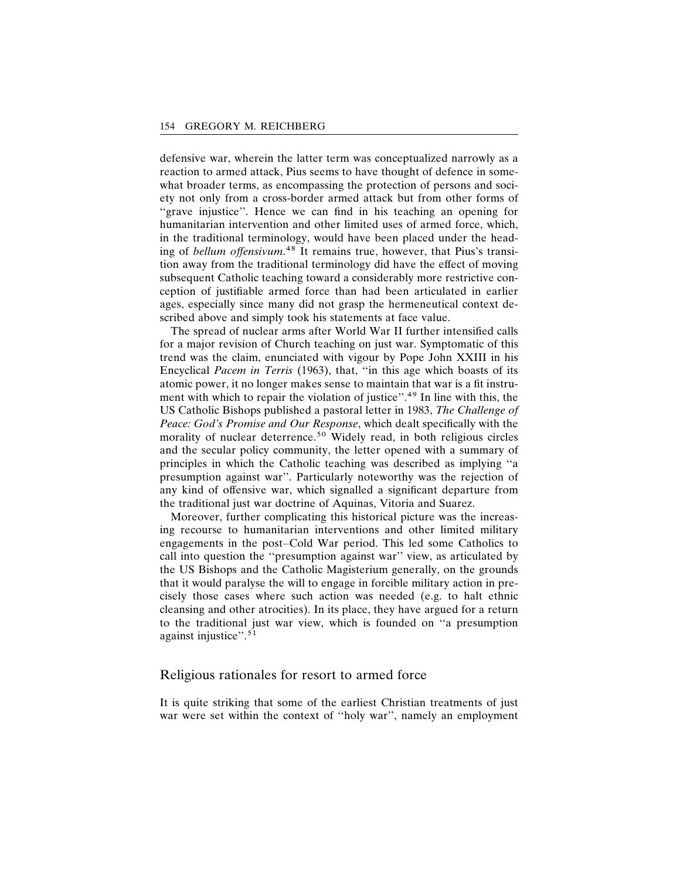defensive war, wherein the latter term was conceptualized narrowly as a reaction to armed attack, Pius seems to have thought of defence in somewhat broader terms, as encompassing the protection of persons and society not only from a cross-border armed attack but from other forms of ''grave injustice''. Hence we can find in his teaching an opening for humanitarian intervention and other limited uses of armed force, which, in the traditional terminology, would have been placed under the heading of *bellum offensivum*.[48] It remains true, however, that Pius's transition away from the traditional terminology did have the effect of moving subsequent Catholic teaching toward a considerably more restrictive conception of justifiable armed force than had been articulated in earlier ages, especially since many did not grasp the hermeneutical context described above and simply took his statements at face value.

The spread of nuclear arms after World War II further intensified calls for a major revision of Church teaching on just war. Symptomatic of this trend was the claim, enunciated with vigour by Pope John XXIII in his Encyclical *Pacem in Terris* (1963), that, ''in this age which boasts of its atomic power, it no longer makes sense to maintain that war is a fit instrument with which to repair the violation of justice''.[49] In line with this, the US Catholic Bishops published a pastoral letter in 1983, *The Challenge of Peace: God's Promise and Our Response*, which dealt specifically with the morality of nuclear deterrence.[50] Widely read, in both religious circles and the secular policy community, the letter opened with a summary of principles in which the Catholic teaching was described as implying ''a presumption against war''. Particularly noteworthy was the rejection of any kind of offensive war, which signalled a significant departure from the traditional just war doctrine of Aquinas, Vitoria and Suarez.

Moreover, further complicating this historical picture was the increasing recourse to humanitarian interventions and other limited military engagements in the post–Cold War period. This led some Catholics to call into question the ''presumption against war'' view, as articulated by the US Bishops and the Catholic Magisterium generally, on the grounds that it would paralyse the will to engage in forcible military action in precisely those cases where such action was needed (e.g. to halt ethnic cleansing and other atrocities). In its place, they have argued for a return to the traditional just war view, which is founded on ''a presumption against injustice''.[51]

## Religious rationales for resort to armed force

It is quite striking that some of the earliest Christian treatments of just war were set within the context of ''holy war'', namely an employment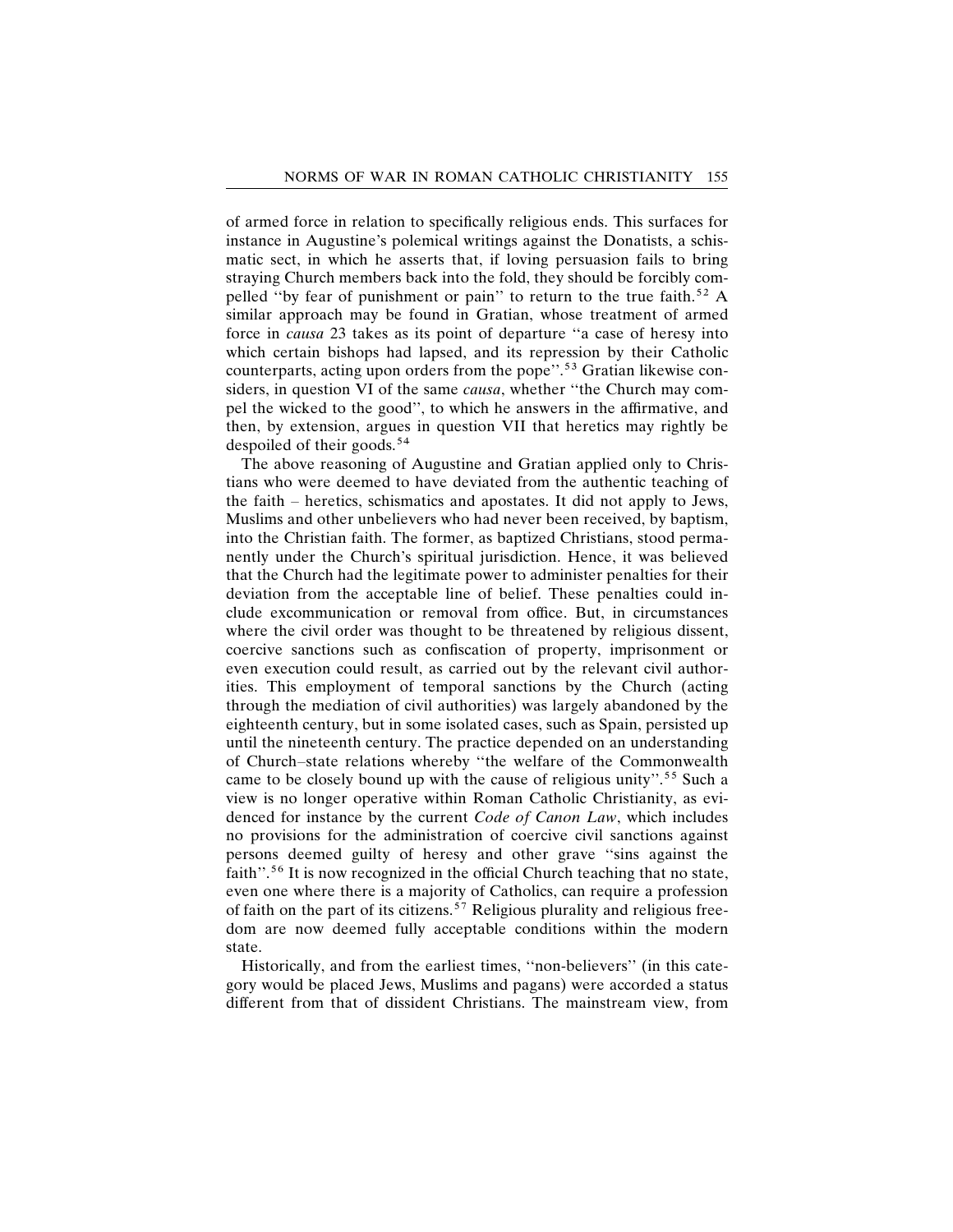of armed force in relation to specifically religious ends. This surfaces for instance in Augustine's polemical writings against the Donatists, a schismatic sect, in which he asserts that, if loving persuasion fails to bring straying Church members back into the fold, they should be forcibly compelled "by fear of punishment or pain" to return to the true faith.[52] A similar approach may be found in Gratian, whose treatment of armed force in *causa* 23 takes as its point of departure "a case of heresy into which certain bishops had lapsed, and its repression by their Catholic counterparts, acting upon orders from the pope".[53] Gratian likewise considers, in question VI of the same *causa*, whether "the Church may compel the wicked to the good", to which he answers in the affirmative, and then, by extension, argues in question VII that heretics may rightly be despoiled of their goods.[54]

The above reasoning of Augustine and Gratian applied only to Christians who were deemed to have deviated from the authentic teaching of the faith – heretics, schismatics and apostates. It did not apply to Jews, Muslims and other unbelievers who had never been received, by baptism, into the Christian faith. The former, as baptized Christians, stood permanently under the Church's spiritual jurisdiction. Hence, it was believed that the Church had the legitimate power to administer penalties for their deviation from the acceptable line of belief. These penalties could include excommunication or removal from office. But, in circumstances where the civil order was thought to be threatened by religious dissent, coercive sanctions such as confiscation of property, imprisonment or even execution could result, as carried out by the relevant civil authorities. This employment of temporal sanctions by the Church (acting through the mediation of civil authorities) was largely abandoned by the eighteenth century, but in some isolated cases, such as Spain, persisted up until the nineteenth century. The practice depended on an understanding of Church–state relations whereby "the welfare of the Commonwealth came to be closely bound up with the cause of religious unity".[55] Such a view is no longer operative within Roman Catholic Christianity, as evidenced for instance by the current *Code of Canon Law*, which includes no provisions for the administration of coercive civil sanctions against persons deemed guilty of heresy and other grave "sins against the faith".[56] It is now recognized in the official Church teaching that no state, even one where there is a majority of Catholics, can require a profession of faith on the part of its citizens.[57] Religious plurality and religious freedom are now deemed fully acceptable conditions within the modern state.

Historically, and from the earliest times, "non-believers" (in this category would be placed Jews, Muslims and pagans) were accorded a status different from that of dissident Christians. The mainstream view, from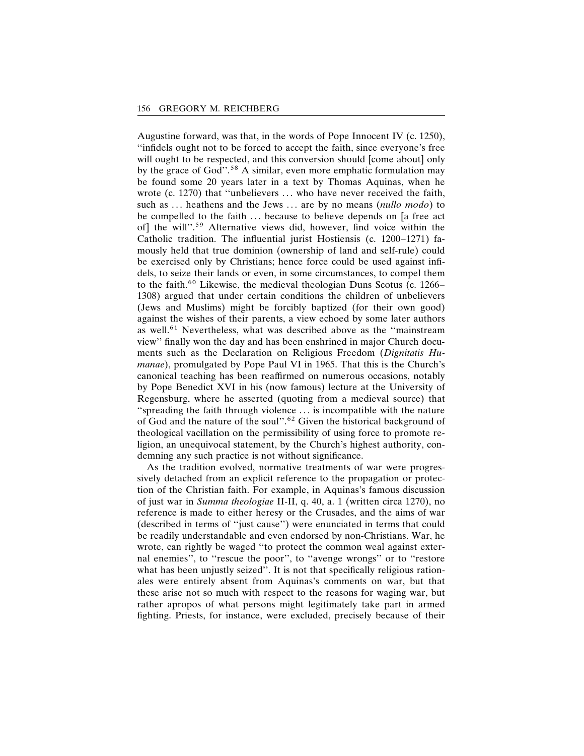Augustine forward, was that, in the words of Pope Innocent IV (c. 1250), ''infidels ought not to be forced to accept the faith, since everyone's free will ought to be respected, and this conversion should [come about] only by the grace of God''.[58] A similar, even more emphatic formulation may be found some 20 years later in a text by Thomas Aquinas, when he wrote (c. 1270) that ''unbelievers … who have never received the faith, such as … heathens and the Jews … are by no means (*nullo modo*) to be compelled to the faith … because to believe depends on [a free act of] the will''.[59] Alternative views did, however, find voice within the Catholic tradition. The influential jurist Hostiensis (c. 1200–1271) famously held that true dominion (ownership of land and self-rule) could be exercised only by Christians; hence force could be used against infidels, to seize their lands or even, in some circumstances, to compel them to the faith.[60] Likewise, the medieval theologian Duns Scotus (c. 1266–1308) argued that under certain conditions the children of unbelievers (Jews and Muslims) might be forcibly baptized (for their own good) against the wishes of their parents, a view echoed by some later authors as well.[61] Nevertheless, what was described above as the ''mainstream view'' finally won the day and has been enshrined in major Church documents such as the Declaration on Religious Freedom (*Dignitatis Humanae*), promulgated by Pope Paul VI in 1965. That this is the Church's canonical teaching has been reaffirmed on numerous occasions, notably by Pope Benedict XVI in his (now famous) lecture at the University of Regensburg, where he asserted (quoting from a medieval source) that ''spreading the faith through violence … is incompatible with the nature of God and the nature of the soul''.[62] Given the historical background of theological vacillation on the permissibility of using force to promote religion, an unequivocal statement, by the Church's highest authority, condemning any such practice is not without significance.

As the tradition evolved, normative treatments of war were progressively detached from an explicit reference to the propagation or protection of the Christian faith. For example, in Aquinas's famous discussion of just war in *Summa theologiae* II-II, q. 40, a. 1 (written circa 1270), no reference is made to either heresy or the Crusades, and the aims of war (described in terms of ''just cause'') were enunciated in terms that could be readily understandable and even endorsed by non-Christians. War, he wrote, can rightly be waged ''to protect the common weal against external enemies'', to ''rescue the poor'', to ''avenge wrongs'' or to ''restore what has been unjustly seized''. It is not that specifically religious rationales were entirely absent from Aquinas's comments on war, but that these arise not so much with respect to the reasons for waging war, but rather apropos of what persons might legitimately take part in armed fighting. Priests, for instance, were excluded, precisely because of their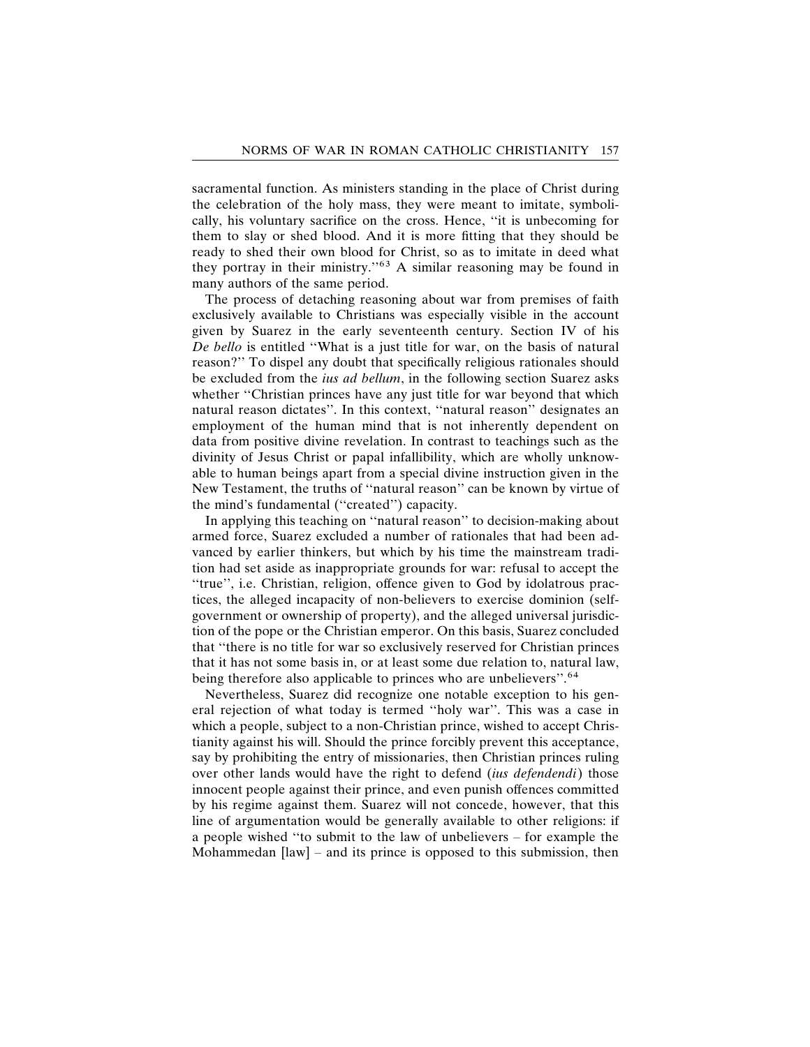sacramental function. As ministers standing in the place of Christ during the celebration of the holy mass, they were meant to imitate, symbolically, his voluntary sacrifice on the cross. Hence, ''it is unbecoming for them to slay or shed blood. And it is more fitting that they should be ready to shed their own blood for Christ, so as to imitate in deed what they portray in their ministry.''[63] A similar reasoning may be found in many authors of the same period.

The process of detaching reasoning about war from premises of faith exclusively available to Christians was especially visible in the account given by Suarez in the early seventeenth century. Section IV of his *De bello* is entitled ''What is a just title for war, on the basis of natural reason?'' To dispel any doubt that specifically religious rationales should be excluded from the *ius ad bellum*, in the following section Suarez asks whether ''Christian princes have any just title for war beyond that which natural reason dictates''. In this context, ''natural reason'' designates an employment of the human mind that is not inherently dependent on data from positive divine revelation. In contrast to teachings such as the divinity of Jesus Christ or papal infallibility, which are wholly unknowable to human beings apart from a special divine instruction given in the New Testament, the truths of ''natural reason'' can be known by virtue of the mind's fundamental (''created'') capacity.

In applying this teaching on ''natural reason'' to decision-making about armed force, Suarez excluded a number of rationales that had been advanced by earlier thinkers, but which by his time the mainstream tradition had set aside as inappropriate grounds for war: refusal to accept the ''true'', i.e. Christian, religion, offence given to God by idolatrous practices, the alleged incapacity of non-believers to exercise dominion (self-government or ownership of property), and the alleged universal jurisdiction of the pope or the Christian emperor. On this basis, Suarez concluded that ''there is no title for war so exclusively reserved for Christian princes that it has not some basis in, or at least some due relation to, natural law, being therefore also applicable to princes who are unbelievers''.[64]

Nevertheless, Suarez did recognize one notable exception to his general rejection of what today is termed ''holy war''. This was a case in which a people, subject to a non-Christian prince, wished to accept Christianity against his will. Should the prince forcibly prevent this acceptance, say by prohibiting the entry of missionaries, then Christian princes ruling over other lands would have the right to defend (*ius defendendi*) those innocent people against their prince, and even punish offences committed by his regime against them. Suarez will not concede, however, that this line of argumentation would be generally available to other religions: if a people wished ''to submit to the law of unbelievers – for example the Mohammedan [law] – and its prince is opposed to this submission, then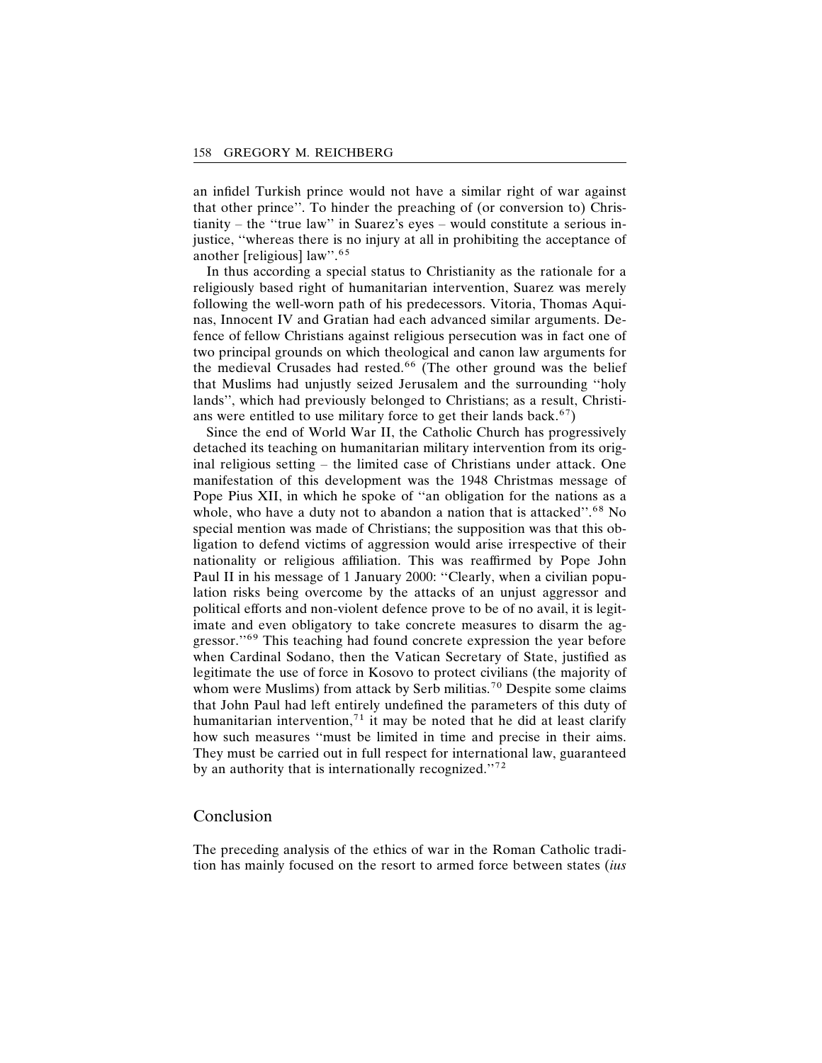an infidel Turkish prince would not have a similar right of war against that other prince". To hinder the preaching of (or conversion to) Christianity – the "true law" in Suarez's eyes – would constitute a serious injustice, "whereas there is no injury at all in prohibiting the acceptance of another [religious] law".[65]

In thus according a special status to Christianity as the rationale for a religiously based right of humanitarian intervention, Suarez was merely following the well-worn path of his predecessors. Vitoria, Thomas Aquinas, Innocent IV and Gratian had each advanced similar arguments. Defence of fellow Christians against religious persecution was in fact one of two principal grounds on which theological and canon law arguments for the medieval Crusades had rested.[66] (The other ground was the belief that Muslims had unjustly seized Jerusalem and the surrounding "holy lands", which had previously belonged to Christians; as a result, Christians were entitled to use military force to get their lands back.[67])

Since the end of World War II, the Catholic Church has progressively detached its teaching on humanitarian military intervention from its original religious setting – the limited case of Christians under attack. One manifestation of this development was the 1948 Christmas message of Pope Pius XII, in which he spoke of "an obligation for the nations as a whole, who have a duty not to abandon a nation that is attacked".[68] No special mention was made of Christians; the supposition was that this obligation to defend victims of aggression would arise irrespective of their nationality or religious affiliation. This was reaffirmed by Pope John Paul II in his message of 1 January 2000: "Clearly, when a civilian population risks being overcome by the attacks of an unjust aggressor and political efforts and non-violent defence prove to be of no avail, it is legitimate and even obligatory to take concrete measures to disarm the aggressor."[69] This teaching had found concrete expression the year before when Cardinal Sodano, then the Vatican Secretary of State, justified as legitimate the use of force in Kosovo to protect civilians (the majority of whom were Muslims) from attack by Serb militias.[70] Despite some claims that John Paul had left entirely undefined the parameters of this duty of humanitarian intervention,[71] it may be noted that he did at least clarify how such measures "must be limited in time and precise in their aims. They must be carried out in full respect for international law, guaranteed by an authority that is internationally recognized."[72]

## Conclusion

The preceding analysis of the ethics of war in the Roman Catholic tradition has mainly focused on the resort to armed force between states (*ius*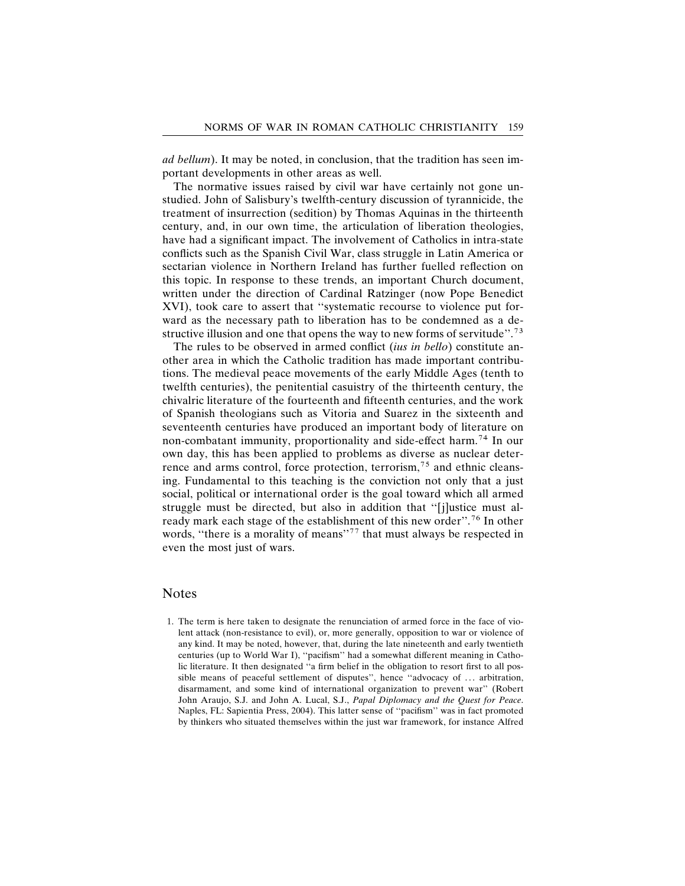*ad bellum*). It may be noted, in conclusion, that the tradition has seen important developments in other areas as well.

The normative issues raised by civil war have certainly not gone unstudied. John of Salisbury's twelfth-century discussion of tyrannicide, the treatment of insurrection (sedition) by Thomas Aquinas in the thirteenth century, and, in our own time, the articulation of liberation theologies, have had a significant impact. The involvement of Catholics in intra-state conflicts such as the Spanish Civil War, class struggle in Latin America or sectarian violence in Northern Ireland has further fuelled reflection on this topic. In response to these trends, an important Church document, written under the direction of Cardinal Ratzinger (now Pope Benedict XVI), took care to assert that ''systematic recourse to violence put forward as the necessary path to liberation has to be condemned as a destructive illusion and one that opens the way to new forms of servitude''.[73]

The rules to be observed in armed conflict (*ius in bello*) constitute another area in which the Catholic tradition has made important contributions. The medieval peace movements of the early Middle Ages (tenth to twelfth centuries), the penitential casuistry of the thirteenth century, the chivalric literature of the fourteenth and fifteenth centuries, and the work of Spanish theologians such as Vitoria and Suarez in the sixteenth and seventeenth centuries have produced an important body of literature on non-combatant immunity, proportionality and side-effect harm.[74] In our own day, this has been applied to problems as diverse as nuclear deterrence and arms control, force protection, terrorism,[75] and ethnic cleansing. Fundamental to this teaching is the conviction not only that a just social, political or international order is the goal toward which all armed struggle must be directed, but also in addition that ''[j]ustice must already mark each stage of the establishment of this new order''.[76] In other words, ''there is a morality of means''[77] that must always be respected in even the most just of wars.

## Notes

1. The term is here taken to designate the renunciation of armed force in the face of violent attack (non-resistance to evil), or, more generally, opposition to war or violence of any kind. It may be noted, however, that, during the late nineteenth and early twentieth centuries (up to World War I), ''pacifism'' had a somewhat different meaning in Catholic literature. It then designated ''a firm belief in the obligation to resort first to all possible means of peaceful settlement of disputes'', hence ''advocacy of ... arbitration, disarmament, and some kind of international organization to prevent war'' (Robert John Araujo, S.J. and John A. Lucal, S.J., *Papal Diplomacy and the Quest for Peace*. Naples, FL: Sapientia Press, 2004). This latter sense of ''pacifism'' was in fact promoted by thinkers who situated themselves within the just war framework, for instance Alfred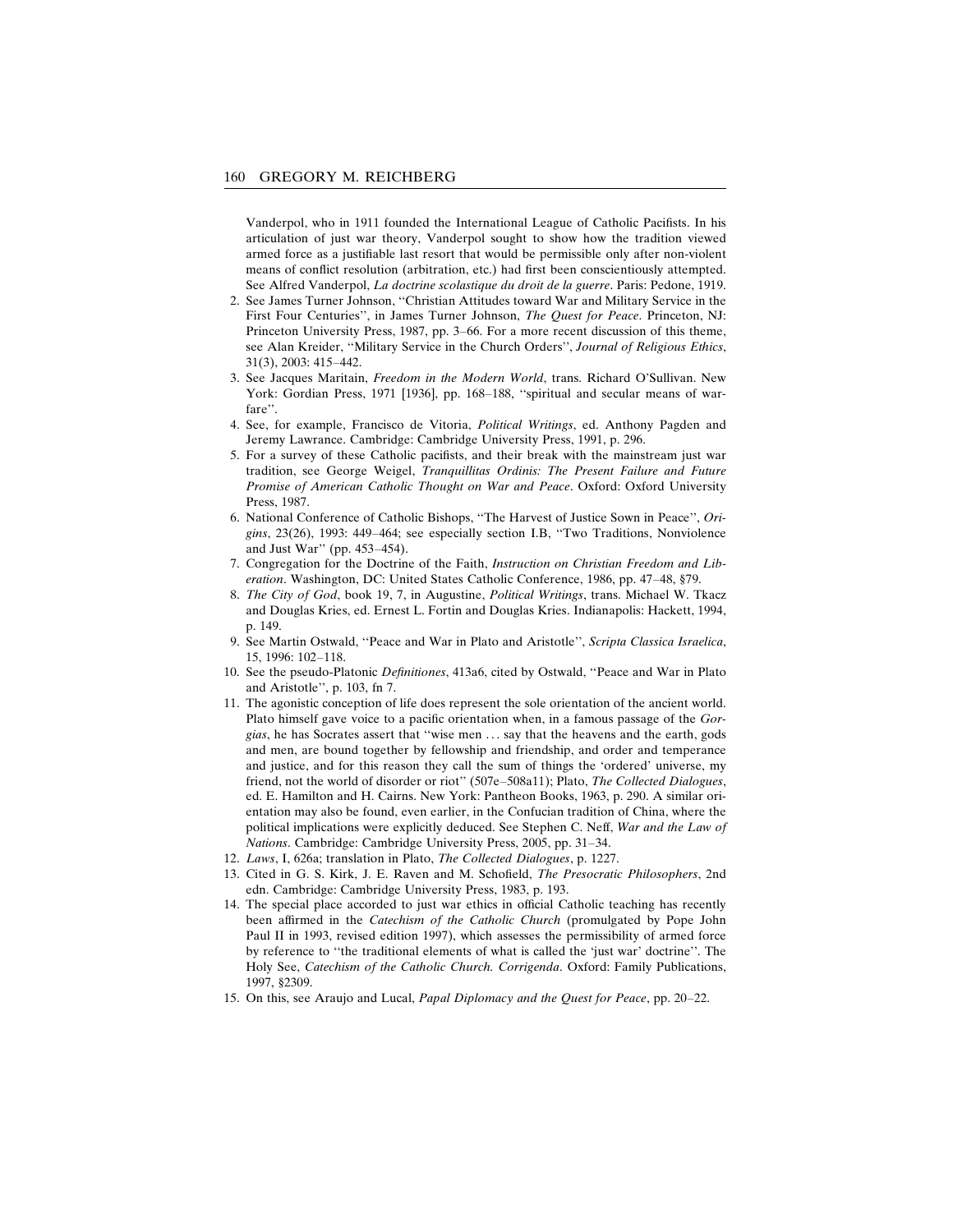Vanderpol, who in 1911 founded the International League of Catholic Pacifists. In his articulation of just war theory, Vanderpol sought to show how the tradition viewed armed force as a justifiable last resort that would be permissible only after non-violent means of conflict resolution (arbitration, etc.) had first been conscientiously attempted. See Alfred Vanderpol, *La doctrine scolastique du droit de la guerre*. Paris: Pedone, 1919.

2. See James Turner Johnson, ''Christian Attitudes toward War and Military Service in the First Four Centuries'', in James Turner Johnson, *The Quest for Peace*. Princeton, NJ: Princeton University Press, 1987, pp. 3–66. For a more recent discussion of this theme, see Alan Kreider, ''Military Service in the Church Orders'', *Journal of Religious Ethics*, 31(3), 2003: 415–442.
3. See Jacques Maritain, *Freedom in the Modern World*, trans. Richard O'Sullivan. New York: Gordian Press, 1971 [1936], pp. 168–188, ''spiritual and secular means of warfare''.
4. See, for example, Francisco de Vitoria, *Political Writings*, ed. Anthony Pagden and Jeremy Lawrance. Cambridge: Cambridge University Press, 1991, p. 296.
5. For a survey of these Catholic pacifists, and their break with the mainstream just war tradition, see George Weigel, *Tranquillitas Ordinis: The Present Failure and Future Promise of American Catholic Thought on War and Peace*. Oxford: Oxford University Press, 1987.
6. National Conference of Catholic Bishops, ''The Harvest of Justice Sown in Peace'', *Origins*, 23(26), 1993: 449–464; see especially section I.B, ''Two Traditions, Nonviolence and Just War'' (pp. 453–454).
7. Congregation for the Doctrine of the Faith, *Instruction on Christian Freedom and Liberation*. Washington, DC: United States Catholic Conference, 1986, pp. 47–48, §79.
8. *The City of God*, book 19, 7, in Augustine, *Political Writings*, trans. Michael W. Tkacz and Douglas Kries, ed. Ernest L. Fortin and Douglas Kries. Indianapolis: Hackett, 1994, p. 149.
9. See Martin Ostwald, ''Peace and War in Plato and Aristotle'', *Scripta Classica Israelica*, 15, 1996: 102–118.
10. See the pseudo-Platonic *Definitiones*, 413a6, cited by Ostwald, ''Peace and War in Plato and Aristotle'', p. 103, fn 7.
11. The agonistic conception of life does represent the sole orientation of the ancient world. Plato himself gave voice to a pacific orientation when, in a famous passage of the *Gorgias*, he has Socrates assert that ''wise men ... say that the heavens and the earth, gods and men, are bound together by fellowship and friendship, and order and temperance and justice, and for this reason they call the sum of things the 'ordered' universe, my friend, not the world of disorder or riot'' (507e–508a11); Plato, *The Collected Dialogues*, ed. E. Hamilton and H. Cairns. New York: Pantheon Books, 1963, p. 290. A similar orientation may also be found, even earlier, in the Confucian tradition of China, where the political implications were explicitly deduced. See Stephen C. Neff, *War and the Law of Nations*. Cambridge: Cambridge University Press, 2005, pp. 31–34.
12. *Laws*, I, 626a; translation in Plato, *The Collected Dialogues*, p. 1227.
13. Cited in G. S. Kirk, J. E. Raven and M. Schofield, *The Presocratic Philosophers*, 2nd edn. Cambridge: Cambridge University Press, 1983, p. 193.
14. The special place accorded to just war ethics in official Catholic teaching has recently been affirmed in the *Catechism of the Catholic Church* (promulgated by Pope John Paul II in 1993, revised edition 1997), which assesses the permissibility of armed force by reference to ''the traditional elements of what is called the 'just war' doctrine''. The Holy See, *Catechism of the Catholic Church. Corrigenda*. Oxford: Family Publications, 1997, §2309.
15. On this, see Araujo and Lucal, *Papal Diplomacy and the Quest for Peace*, pp. 20–22.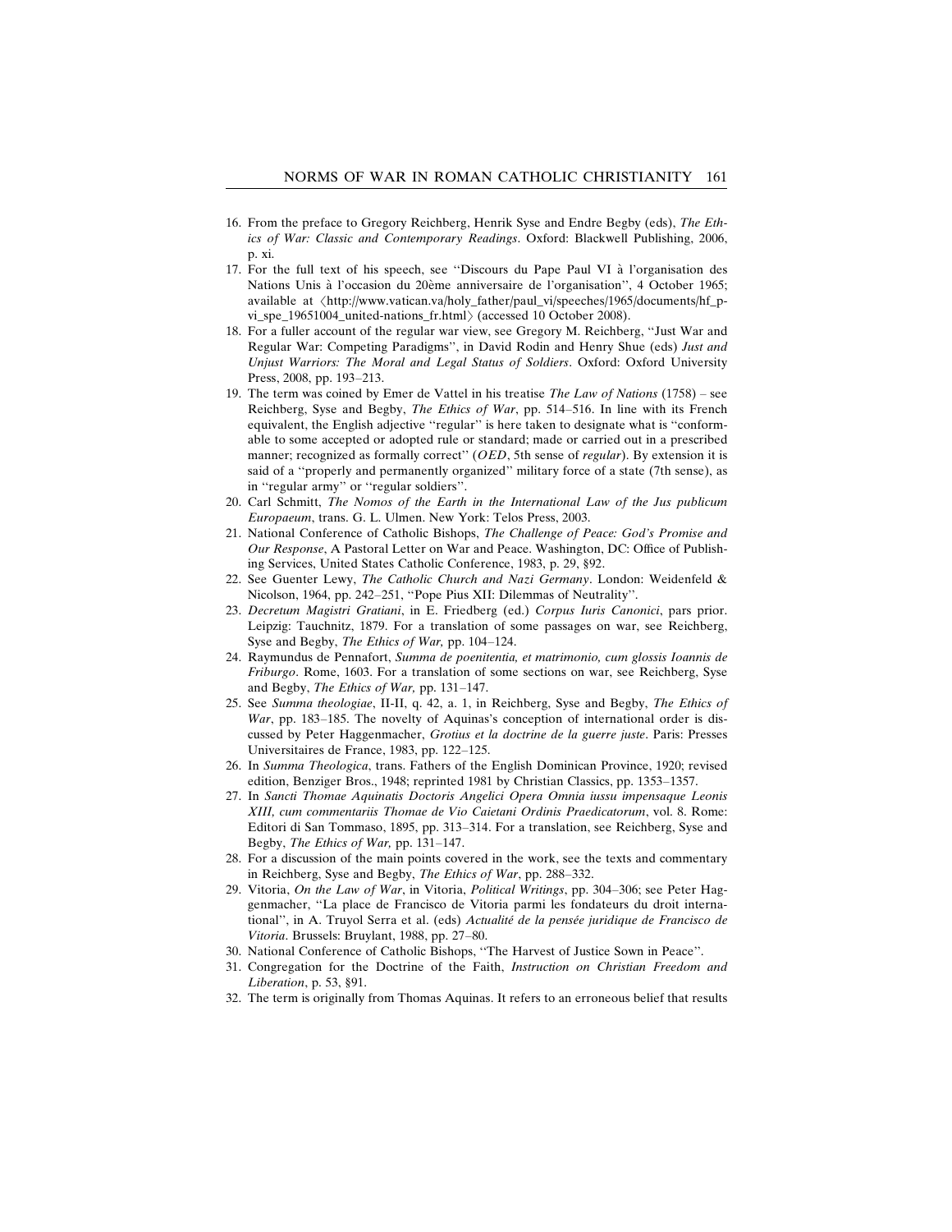16. From the preface to Gregory Reichberg, Henrik Syse and Endre Begby (eds), *The Ethics of War: Classic and Contemporary Readings*. Oxford: Blackwell Publishing, 2006, p. xi.
17. For the full text of his speech, see ''Discours du Pape Paul VI à l'organisation des Nations Unis à l'occasion du 20ème anniversaire de l'organisation'', 4 October 1965; available at ⟨http://www.vatican.va/holy_father/paul_vi/speeches/1965/documents/hf_p-vi_spe_19651004_united-nations_fr.html⟩ (accessed 10 October 2008).
18. For a fuller account of the regular war view, see Gregory M. Reichberg, ''Just War and Regular War: Competing Paradigms'', in David Rodin and Henry Shue (eds) *Just and Unjust Warriors: The Moral and Legal Status of Soldiers*. Oxford: Oxford University Press, 2008, pp. 193–213.
19. The term was coined by Emer de Vattel in his treatise *The Law of Nations* (1758) – see Reichberg, Syse and Begby, *The Ethics of War*, pp. 514–516. In line with its French equivalent, the English adjective ''regular'' is here taken to designate what is ''conformable to some accepted or adopted rule or standard; made or carried out in a prescribed manner; recognized as formally correct'' (*OED*, 5th sense of *regular*). By extension it is said of a ''properly and permanently organized'' military force of a state (7th sense), as in ''regular army'' or ''regular soldiers''.
20. Carl Schmitt, *The Nomos of the Earth in the International Law of the Jus publicum Europaeum*, trans. G. L. Ulmen. New York: Telos Press, 2003.
21. National Conference of Catholic Bishops, *The Challenge of Peace: God's Promise and Our Response*, A Pastoral Letter on War and Peace. Washington, DC: Office of Publishing Services, United States Catholic Conference, 1983, p. 29, §92.
22. See Guenter Lewy, *The Catholic Church and Nazi Germany*. London: Weidenfeld & Nicolson, 1964, pp. 242–251, ''Pope Pius XII: Dilemmas of Neutrality''.
23. *Decretum Magistri Gratiani*, in E. Friedberg (ed.) *Corpus Iuris Canonici*, pars prior. Leipzig: Tauchnitz, 1879. For a translation of some passages on war, see Reichberg, Syse and Begby, *The Ethics of War,* pp. 104–124.
24. Raymundus de Pennafort, *Summa de poenitentia, et matrimonio, cum glossis Ioannis de Friburgo*. Rome, 1603. For a translation of some sections on war, see Reichberg, Syse and Begby, *The Ethics of War,* pp. 131–147.
25. See *Summa theologiae*, II-II, q. 42, a. 1, in Reichberg, Syse and Begby, *The Ethics of War*, pp. 183–185. The novelty of Aquinas's conception of international order is discussed by Peter Haggenmacher, *Grotius et la doctrine de la guerre juste*. Paris: Presses Universitaires de France, 1983, pp. 122–125.
26. In *Summa Theologica*, trans. Fathers of the English Dominican Province, 1920; revised edition, Benziger Bros., 1948; reprinted 1981 by Christian Classics, pp. 1353–1357.
27. In *Sancti Thomae Aquinatis Doctoris Angelici Opera Omnia iussu impensaque Leonis XIII, cum commentariis Thomae de Vio Caietani Ordinis Praedicatorum*, vol. 8. Rome: Editori di San Tommaso, 1895, pp. 313–314. For a translation, see Reichberg, Syse and Begby, *The Ethics of War,* pp. 131–147.
28. For a discussion of the main points covered in the work, see the texts and commentary in Reichberg, Syse and Begby, *The Ethics of War*, pp. 288–332.
29. Vitoria, *On the Law of War*, in Vitoria, *Political Writings*, pp. 304–306; see Peter Haggenmacher, ''La place de Francisco de Vitoria parmi les fondateurs du droit international'', in A. Truyol Serra et al. (eds) *Actualité de la pensée juridique de Francisco de Vitoria*. Brussels: Bruylant, 1988, pp. 27–80.
30. National Conference of Catholic Bishops, ''The Harvest of Justice Sown in Peace''.
31. Congregation for the Doctrine of the Faith, *Instruction on Christian Freedom and Liberation*, p. 53, §91.
32. The term is originally from Thomas Aquinas. It refers to an erroneous belief that results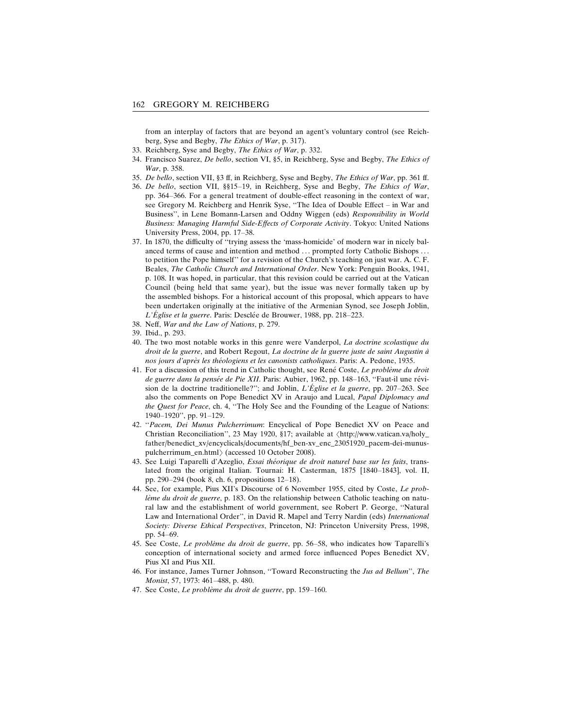from an interplay of factors that are beyond an agent's voluntary control (see Reichberg, Syse and Begby, *The Ethics of War*, p. 317).

33. Reichberg, Syse and Begby, *The Ethics of War*, p. 332.
34. Francisco Suarez, *De bello*, section VI, §5, in Reichberg, Syse and Begby, *The Ethics of War*, p. 358.
35. *De bello*, section VII, §3 ff, in Reichberg, Syse and Begby, *The Ethics of War*, pp. 361 ff.
36. *De bello*, section VII, §§15–19, in Reichberg, Syse and Begby, *The Ethics of War*, pp. 364–366. For a general treatment of double-effect reasoning in the context of war, see Gregory M. Reichberg and Henrik Syse, "The Idea of Double Effect – in War and Business", in Lene Bomann-Larsen and Oddny Wiggen (eds) *Responsibility in World Business: Managing Harmful Side-Effects of Corporate Activity*. Tokyo: United Nations University Press, 2004, pp. 17–38.
37. In 1870, the difficulty of "trying assess the 'mass-homicide' of modern war in nicely balanced terms of cause and intention and method ... prompted forty Catholic Bishops ... to petition the Pope himself" for a revision of the Church's teaching on just war. A. C. F. Beales, *The Catholic Church and International Order*. New York: Penguin Books, 1941, p. 108. It was hoped, in particular, that this revision could be carried out at the Vatican Council (being held that same year), but the issue was never formally taken up by the assembled bishops. For a historical account of this proposal, which appears to have been undertaken originally at the initiative of the Armenian Synod, see Joseph Joblin, *L'Église et la guerre*. Paris: Desclée de Brouwer, 1988, pp. 218–223.
38. Neff, *War and the Law of Nations*, p. 279.
39. Ibid., p. 293.
40. The two most notable works in this genre were Vanderpol, *La doctrine scolastique du droit de la guerre*, and Robert Regout, *La doctrine de la guerre juste de saint Augustin à nos jours d'après les théologiens et les canonists catholiques*. Paris: A. Pedone, 1935.
41. For a discussion of this trend in Catholic thought, see René Coste, *Le problème du droit de guerre dans la pensée de Pie XII*. Paris: Aubier, 1962, pp. 148–163, "Faut-il une révision de la doctrine traditionelle?"; and Joblin, *L'Église et la guerre*, pp. 207–263. See also the comments on Pope Benedict XV in Araujo and Lucal, *Papal Diplomacy and the Quest for Peace*, ch. 4, "The Holy See and the Founding of the League of Nations: 1940–1920", pp. 91–129.
42. "*Pacem, Dei Munus Pulcherrimum*: Encyclical of Pope Benedict XV on Peace and Christian Reconciliation", 23 May 1920, §17; available at ⟨http://www.vatican.va/holy_father/benedict_xv/encyclicals/documents/hf_ben-xv_enc_23051920_pacem-dei-munus-pulcherrimum_en.html⟩ (accessed 10 October 2008).
43. See Luigi Taparelli d'Azeglio, *Essai théorique de droit naturel base sur les faits*, translated from the original Italian. Tournai: H. Casterman, 1875 [1840–1843], vol. II, pp. 290–294 (book 8, ch. 6, propositions 12–18).
44. See, for example, Pius XII's Discourse of 6 November 1955, cited by Coste, *Le problème du droit de guerre*, p. 183. On the relationship between Catholic teaching on natural law and the establishment of world government, see Robert P. George, "Natural Law and International Order", in David R. Mapel and Terry Nardin (eds) *International Society: Diverse Ethical Perspectives*, Princeton, NJ: Princeton University Press, 1998, pp. 54–69.
45. See Coste, *Le problème du droit de guerre*, pp. 56–58, who indicates how Taparelli's conception of international society and armed force influenced Popes Benedict XV, Pius XI and Pius XII.
46. For instance, James Turner Johnson, "Toward Reconstructing the *Jus ad Bellum*", *The Monist*, 57, 1973: 461–488, p. 480.
47. See Coste, *Le problème du droit de guerre*, pp. 159–160.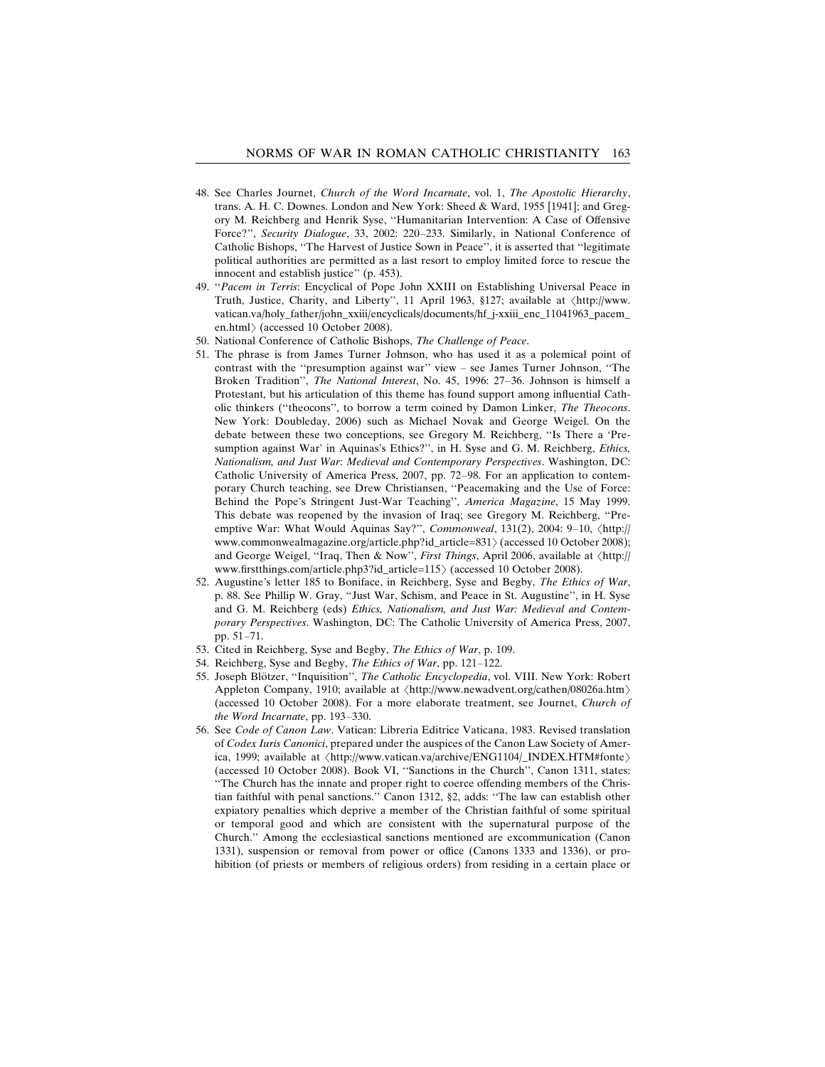48. See Charles Journet, *Church of the Word Incarnate*, vol. 1, *The Apostolic Hierarchy*, trans. A. H. C. Downes. London and New York: Sheed & Ward, 1955 [1941]; and Gregory M. Reichberg and Henrik Syse, "Humanitarian Intervention: A Case of Offensive Force?", *Security Dialogue*, 33, 2002: 220–233. Similarly, in National Conference of Catholic Bishops, "The Harvest of Justice Sown in Peace", it is asserted that "legitimate political authorities are permitted as a last resort to employ limited force to rescue the innocent and establish justice" (p. 453).
49. "*Pacem in Terris*: Encyclical of Pope John XXIII on Establishing Universal Peace in Truth, Justice, Charity, and Liberty", 11 April 1963, §127; available at ⟨http://www.vatican.va/holy_father/john_xxiii/encyclicals/documents/hf_j-xxiii_enc_11041963_pacem_en.html⟩ (accessed 10 October 2008).
50. National Conference of Catholic Bishops, *The Challenge of Peace*.
51. The phrase is from James Turner Johnson, who has used it as a polemical point of contrast with the "presumption against war" view – see James Turner Johnson, "The Broken Tradition", *The National Interest*, No. 45, 1996: 27–36. Johnson is himself a Protestant, but his articulation of this theme has found support among influential Catholic thinkers ("theocons", to borrow a term coined by Damon Linker, *The Theocons*. New York: Doubleday, 2006) such as Michael Novak and George Weigel. On the debate between these two conceptions, see Gregory M. Reichberg, "Is There a 'Presumption against War' in Aquinas's Ethics?", in H. Syse and G. M. Reichberg, *Ethics, Nationalism, and Just War*: *Medieval and Contemporary Perspectives*. Washington, DC: Catholic University of America Press, 2007, pp. 72–98. For an application to contemporary Church teaching, see Drew Christiansen, "Peacemaking and the Use of Force: Behind the Pope's Stringent Just-War Teaching", *America Magazine*, 15 May 1999. This debate was reopened by the invasion of Iraq; see Gregory M. Reichberg, "Preemptive War: What Would Aquinas Say?", *Commonweal*, 131(2), 2004: 9–10, ⟨http://www.commonwealmagazine.org/article.php?id_article=831⟩ (accessed 10 October 2008); and George Weigel, "Iraq, Then & Now", *First Things*, April 2006, available at ⟨http://www.firstthings.com/article.php3?id_article=115⟩ (accessed 10 October 2008).
52. Augustine's letter 185 to Boniface, in Reichberg, Syse and Begby, *The Ethics of War*, p. 88. See Phillip W. Gray, "Just War, Schism, and Peace in St. Augustine", in H. Syse and G. M. Reichberg (eds) *Ethics, Nationalism, and Just War: Medieval and Contemporary Perspectives*. Washington, DC: The Catholic University of America Press, 2007, pp. 51–71.
53. Cited in Reichberg, Syse and Begby, *The Ethics of War*, p. 109.
54. Reichberg, Syse and Begby, *The Ethics of War*, pp. 121–122.
55. Joseph Blötzer, "Inquisition", *The Catholic Encyclopedia*, vol. VIII. New York: Robert Appleton Company, 1910; available at ⟨http://www.newadvent.org/cathen/08026a.htm⟩ (accessed 10 October 2008). For a more elaborate treatment, see Journet, *Church of the Word Incarnate*, pp. 193–330.
56. See *Code of Canon Law*. Vatican: Libreria Editrice Vaticana, 1983. Revised translation of *Codex Iuris Canonici*, prepared under the auspices of the Canon Law Society of America, 1999; available at ⟨http://www.vatican.va/archive/ENG1104/_INDEX.HTM#fonte⟩ (accessed 10 October 2008). Book VI, "Sanctions in the Church", Canon 1311, states: "The Church has the innate and proper right to coerce offending members of the Christian faithful with penal sanctions." Canon 1312, §2, adds: "The law can establish other expiatory penalties which deprive a member of the Christian faithful of some spiritual or temporal good and which are consistent with the supernatural purpose of the Church." Among the ecclesiastical sanctions mentioned are excommunication (Canon 1331), suspension or removal from power or office (Canons 1333 and 1336), or prohibition (of priests or members of religious orders) from residing in a certain place or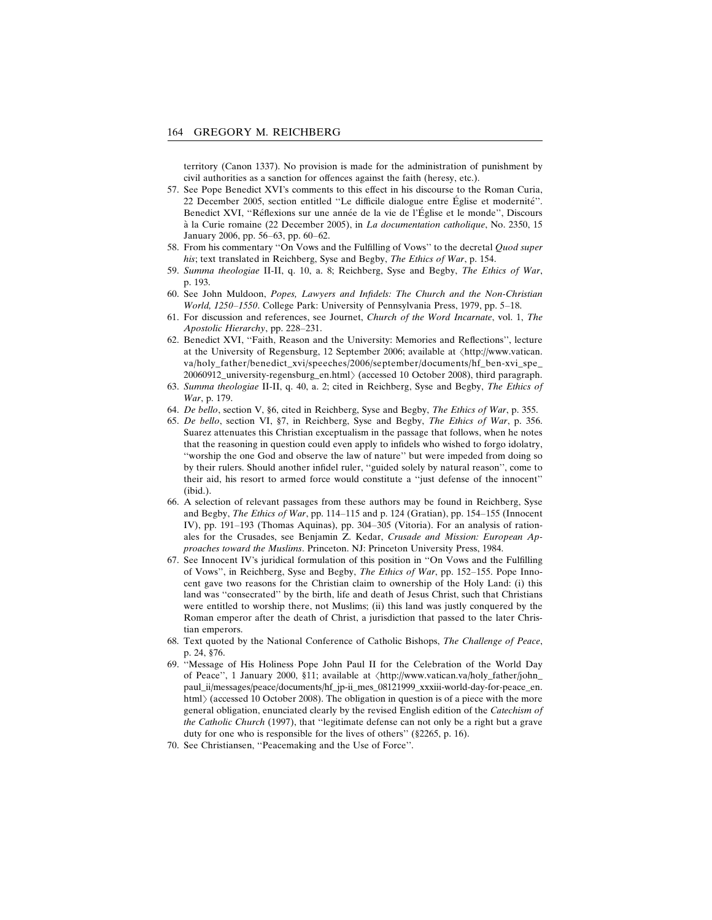territory (Canon 1337). No provision is made for the administration of punishment by civil authorities as a sanction for offences against the faith (heresy, etc.).

57. See Pope Benedict XVI's comments to this effect in his discourse to the Roman Curia, 22 December 2005, section entitled "Le difficile dialogue entre Église et modernité". Benedict XVI, "Réflexions sur une année de la vie de l'Église et le monde", Discours à la Curie romaine (22 December 2005), in *La documentation catholique*, No. 2350, 15 January 2006, pp. 56–63, pp. 60–62.
58. From his commentary "On Vows and the Fulfilling of Vows" to the decretal *Quod super his*; text translated in Reichberg, Syse and Begby, *The Ethics of War*, p. 154.
59. *Summa theologiae* II-II, q. 10, a. 8; Reichberg, Syse and Begby, *The Ethics of War*, p. 193.
60. See John Muldoon, *Popes, Lawyers and Infidels: The Church and the Non-Christian World, 1250–1550*. College Park: University of Pennsylvania Press, 1979, pp. 5–18.
61. For discussion and references, see Journet, *Church of the Word Incarnate*, vol. 1, *The Apostolic Hierarchy*, pp. 228–231.
62. Benedict XVI, "Faith, Reason and the University: Memories and Reflections", lecture at the University of Regensburg, 12 September 2006; available at ⟨http://www.vatican.va/holy_father/benedict_xvi/speeches/2006/september/documents/hf_ben-xvi_spe_20060912_university-regensburg_en.html⟩ (accessed 10 October 2008), third paragraph.
63. *Summa theologiae* II-II, q. 40, a. 2; cited in Reichberg, Syse and Begby, *The Ethics of War*, p. 179.
64. *De bello*, section V, §6, cited in Reichberg, Syse and Begby, *The Ethics of War*, p. 355.
65. *De bello*, section VI, §7, in Reichberg, Syse and Begby, *The Ethics of War*, p. 356. Suarez attenuates this Christian exceptualism in the passage that follows, when he notes that the reasoning in question could even apply to infidels who wished to forgo idolatry, "worship the one God and observe the law of nature" but were impeded from doing so by their rulers. Should another infidel ruler, "guided solely by natural reason", come to their aid, his resort to armed force would constitute a "just defense of the innocent" (ibid.).
66. A selection of relevant passages from these authors may be found in Reichberg, Syse and Begby, *The Ethics of War*, pp. 114–115 and p. 124 (Gratian), pp. 154–155 (Innocent IV), pp. 191–193 (Thomas Aquinas), pp. 304–305 (Vitoria). For an analysis of rationales for the Crusades, see Benjamin Z. Kedar, *Crusade and Mission: European Approaches toward the Muslims*. Princeton. NJ: Princeton University Press, 1984.
67. See Innocent IV's juridical formulation of this position in "On Vows and the Fulfilling of Vows", in Reichberg, Syse and Begby, *The Ethics of War*, pp. 152–155. Pope Innocent gave two reasons for the Christian claim to ownership of the Holy Land: (i) this land was "consecrated" by the birth, life and death of Jesus Christ, such that Christians were entitled to worship there, not Muslims; (ii) this land was justly conquered by the Roman emperor after the death of Christ, a jurisdiction that passed to the later Christian emperors.
68. Text quoted by the National Conference of Catholic Bishops, *The Challenge of Peace*, p. 24, §76.
69. "Message of His Holiness Pope John Paul II for the Celebration of the World Day of Peace", 1 January 2000, §11; available at ⟨http://www.vatican.va/holy_father/john_paul_ii/messages/peace/documents/hf_jp-ii_mes_08121999_xxxiii-world-day-for-peace_en.html⟩ (accessed 10 October 2008). The obligation in question is of a piece with the more general obligation, enunciated clearly by the revised English edition of the *Catechism of the Catholic Church* (1997), that "legitimate defense can not only be a right but a grave duty for one who is responsible for the lives of others" (§2265, p. 16).
70. See Christiansen, "Peacemaking and the Use of Force".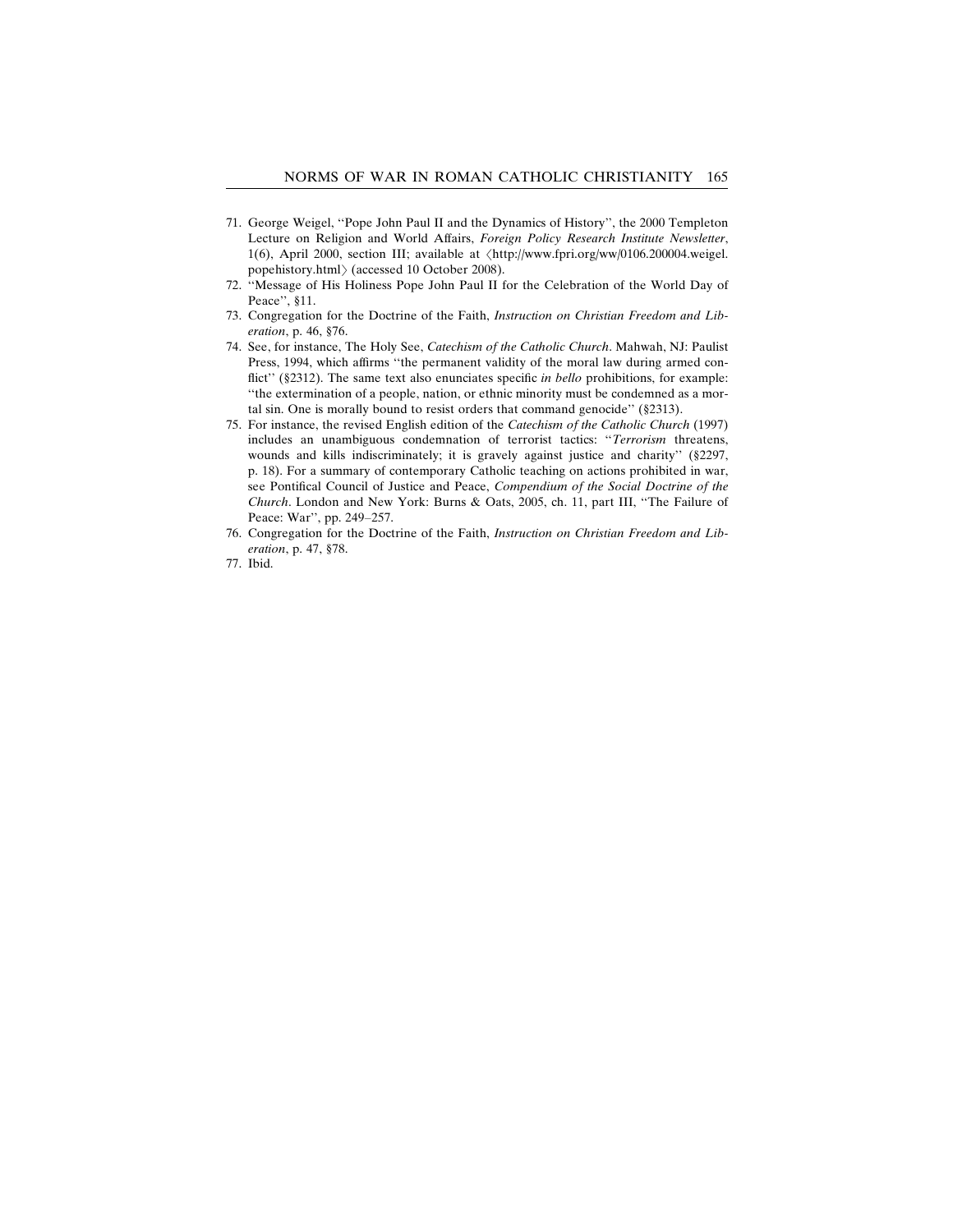71. George Weigel, ''Pope John Paul II and the Dynamics of History'', the 2000 Templeton Lecture on Religion and World Affairs, *Foreign Policy Research Institute Newsletter*, 1(6), April 2000, section III; available at ⟨http://www.fpri.org/ww/0106.200004.weigel.popehistory.html⟩ (accessed 10 October 2008).
72. ''Message of His Holiness Pope John Paul II for the Celebration of the World Day of Peace'', §11.
73. Congregation for the Doctrine of the Faith, *Instruction on Christian Freedom and Liberation*, p. 46, §76.
74. See, for instance, The Holy See, *Catechism of the Catholic Church*. Mahwah, NJ: Paulist Press, 1994, which affirms ''the permanent validity of the moral law during armed conflict'' (§2312). The same text also enunciates specific *in bello* prohibitions, for example: ''the extermination of a people, nation, or ethnic minority must be condemned as a mortal sin. One is morally bound to resist orders that command genocide'' (§2313).
75. For instance, the revised English edition of the *Catechism of the Catholic Church* (1997) includes an unambiguous condemnation of terrorist tactics: ''*Terrorism* threatens, wounds and kills indiscriminately; it is gravely against justice and charity'' (§2297, p. 18). For a summary of contemporary Catholic teaching on actions prohibited in war, see Pontifical Council of Justice and Peace, *Compendium of the Social Doctrine of the Church*. London and New York: Burns & Oats, 2005, ch. 11, part III, ''The Failure of Peace: War'', pp. 249–257.
76. Congregation for the Doctrine of the Faith, *Instruction on Christian Freedom and Liberation*, p. 47, §78.
77. Ibid.